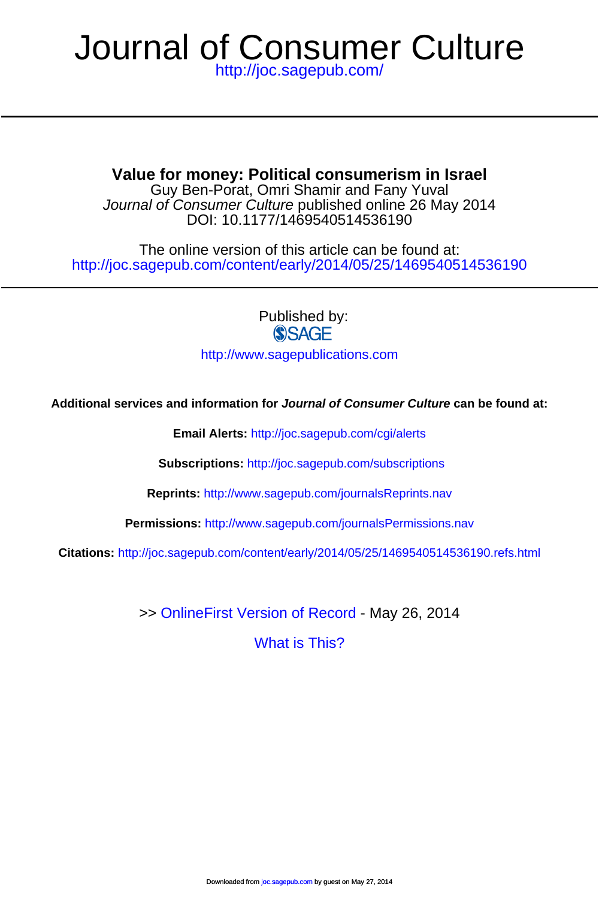# Journal of Consumer Culture

http://joc.sagepub.com/

## Value for money: Political consumerism in Israel

Guy Ben-Porat, Omri Shamir and Fany Yuval

*Journal of Consumer Culture* published online 26 May 2014

DOI: 10.1177/1469540514536190

The online version of this article can be found at:

http://joc.sagepub.com/content/early/2014/05/25/1469540514536190

Published by:

SAGE

http://www.sagepublications.com

**Additional services and information for *Journal of Consumer Culture* can be found at:**

**Email Alerts:** http://joc.sagepub.com/cgi/alerts

**Subscriptions:** http://joc.sagepub.com/subscriptions

**Reprints:** http://www.sagepub.com/journalsReprints.nav

**Permissions:** http://www.sagepub.com/journalsPermissions.nav

**Citations:** http://joc.sagepub.com/content/early/2014/05/25/1469540514536190.refs.html

>> OnlineFirst Version of Record - May 26, 2014

What is This?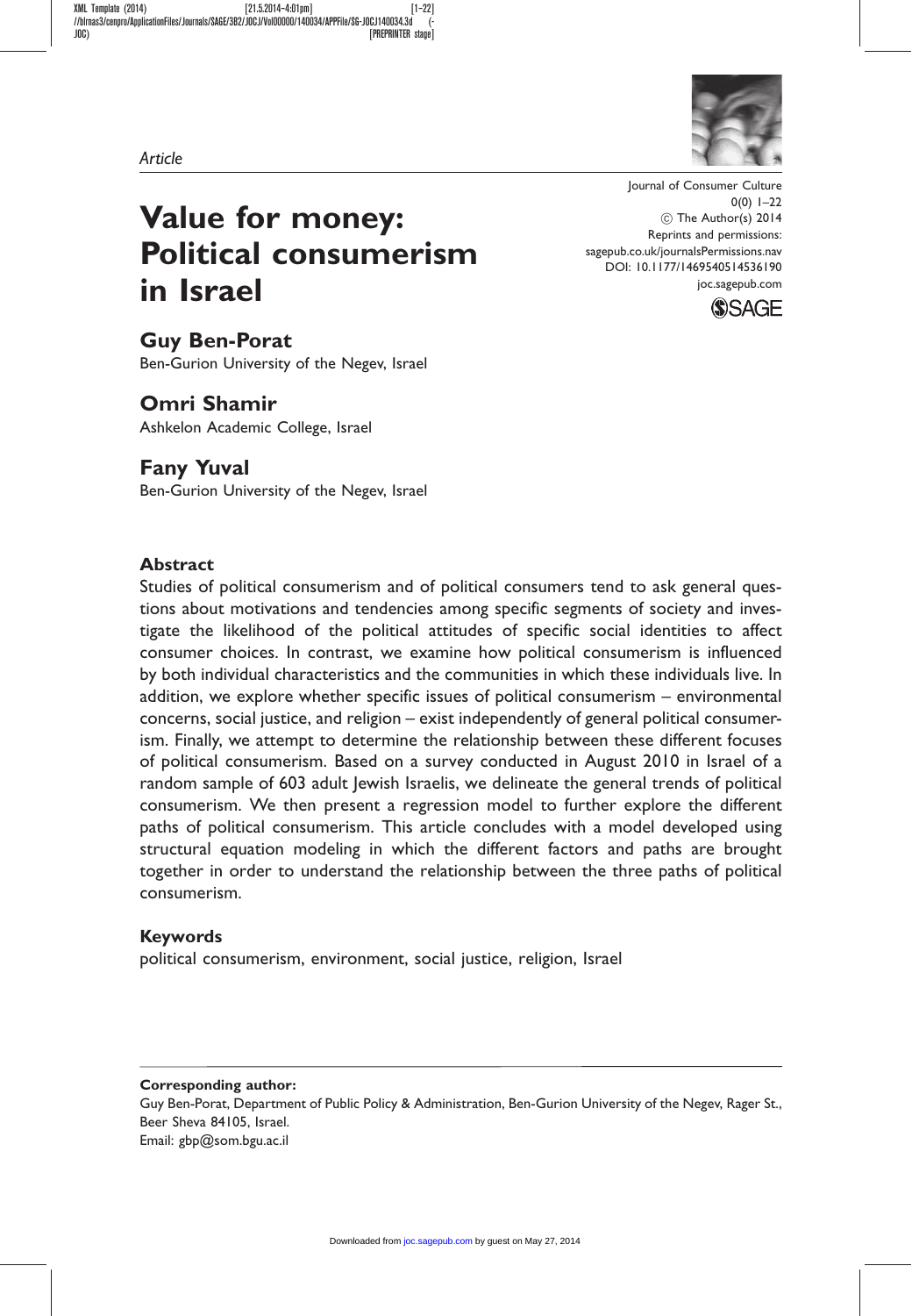*Article*

# Value for money: Political consumerism in Israel

Journal of Consumer Culture
0(0) 1–22
© The Author(s) 2014
Reprints and permissions:
sagepub.co.uk/journalsPermissions.nav
DOI: 10.1177/1469540514536190
joc.sagepub.com

## Guy Ben-Porat

Ben-Gurion University of the Negev, Israel

## Omri Shamir

Ashkelon Academic College, Israel

## Fany Yuval

Ben-Gurion University of the Negev, Israel

### Abstract

Studies of political consumerism and of political consumers tend to ask general questions about motivations and tendencies among specific segments of society and investigate the likelihood of the political attitudes of specific social identities to affect consumer choices. In contrast, we examine how political consumerism is influenced by both individual characteristics and the communities in which these individuals live. In addition, we explore whether specific issues of political consumerism – environmental concerns, social justice, and religion – exist independently of general political consumerism. Finally, we attempt to determine the relationship between these different focuses of political consumerism. Based on a survey conducted in August 2010 in Israel of a random sample of 603 adult Jewish Israelis, we delineate the general trends of political consumerism. We then present a regression model to further explore the different paths of political consumerism. This article concludes with a model developed using structural equation modeling in which the different factors and paths are brought together in order to understand the relationship between the three paths of political consumerism.

### Keywords

political consumerism, environment, social justice, religion, Israel

**Corresponding author:**
Guy Ben-Porat, Department of Public Policy & Administration, Ben-Gurion University of the Negev, Rager St., Beer Sheva 84105, Israel.
Email: gbp@som.bgu.ac.il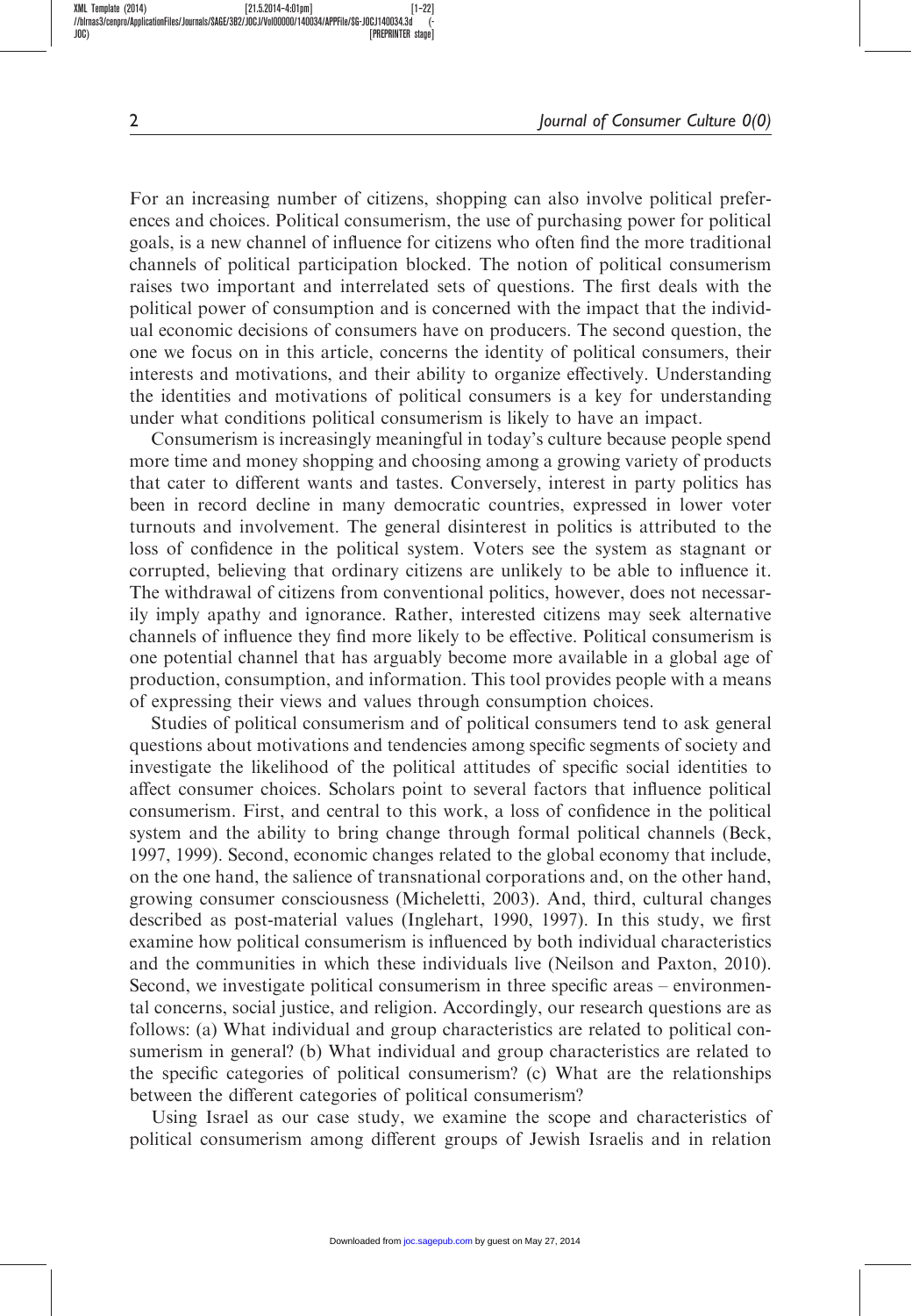For an increasing number of citizens, shopping can also involve political preferences and choices. Political consumerism, the use of purchasing power for political goals, is a new channel of influence for citizens who often find the more traditional channels of political participation blocked. The notion of political consumerism raises two important and interrelated sets of questions. The first deals with the political power of consumption and is concerned with the impact that the individual economic decisions of consumers have on producers. The second question, the one we focus on in this article, concerns the identity of political consumers, their interests and motivations, and their ability to organize effectively. Understanding the identities and motivations of political consumers is a key for understanding under what conditions political consumerism is likely to have an impact.

Consumerism is increasingly meaningful in today's culture because people spend more time and money shopping and choosing among a growing variety of products that cater to different wants and tastes. Conversely, interest in party politics has been in record decline in many democratic countries, expressed in lower voter turnouts and involvement. The general disinterest in politics is attributed to the loss of confidence in the political system. Voters see the system as stagnant or corrupted, believing that ordinary citizens are unlikely to be able to influence it. The withdrawal of citizens from conventional politics, however, does not necessarily imply apathy and ignorance. Rather, interested citizens may seek alternative channels of influence they find more likely to be effective. Political consumerism is one potential channel that has arguably become more available in a global age of production, consumption, and information. This tool provides people with a means of expressing their views and values through consumption choices.

Studies of political consumerism and of political consumers tend to ask general questions about motivations and tendencies among specific segments of society and investigate the likelihood of the political attitudes of specific social identities to affect consumer choices. Scholars point to several factors that influence political consumerism. First, and central to this work, a loss of confidence in the political system and the ability to bring change through formal political channels (Beck, 1997, 1999). Second, economic changes related to the global economy that include, on the one hand, the salience of transnational corporations and, on the other hand, growing consumer consciousness (Micheletti, 2003). And, third, cultural changes described as post-material values (Inglehart, 1990, 1997). In this study, we first examine how political consumerism is influenced by both individual characteristics and the communities in which these individuals live (Neilson and Paxton, 2010). Second, we investigate political consumerism in three specific areas – environmental concerns, social justice, and religion. Accordingly, our research questions are as follows: (a) What individual and group characteristics are related to political consumerism in general? (b) What individual and group characteristics are related to the specific categories of political consumerism? (c) What are the relationships between the different categories of political consumerism?

Using Israel as our case study, we examine the scope and characteristics of political consumerism among different groups of Jewish Israelis and in relation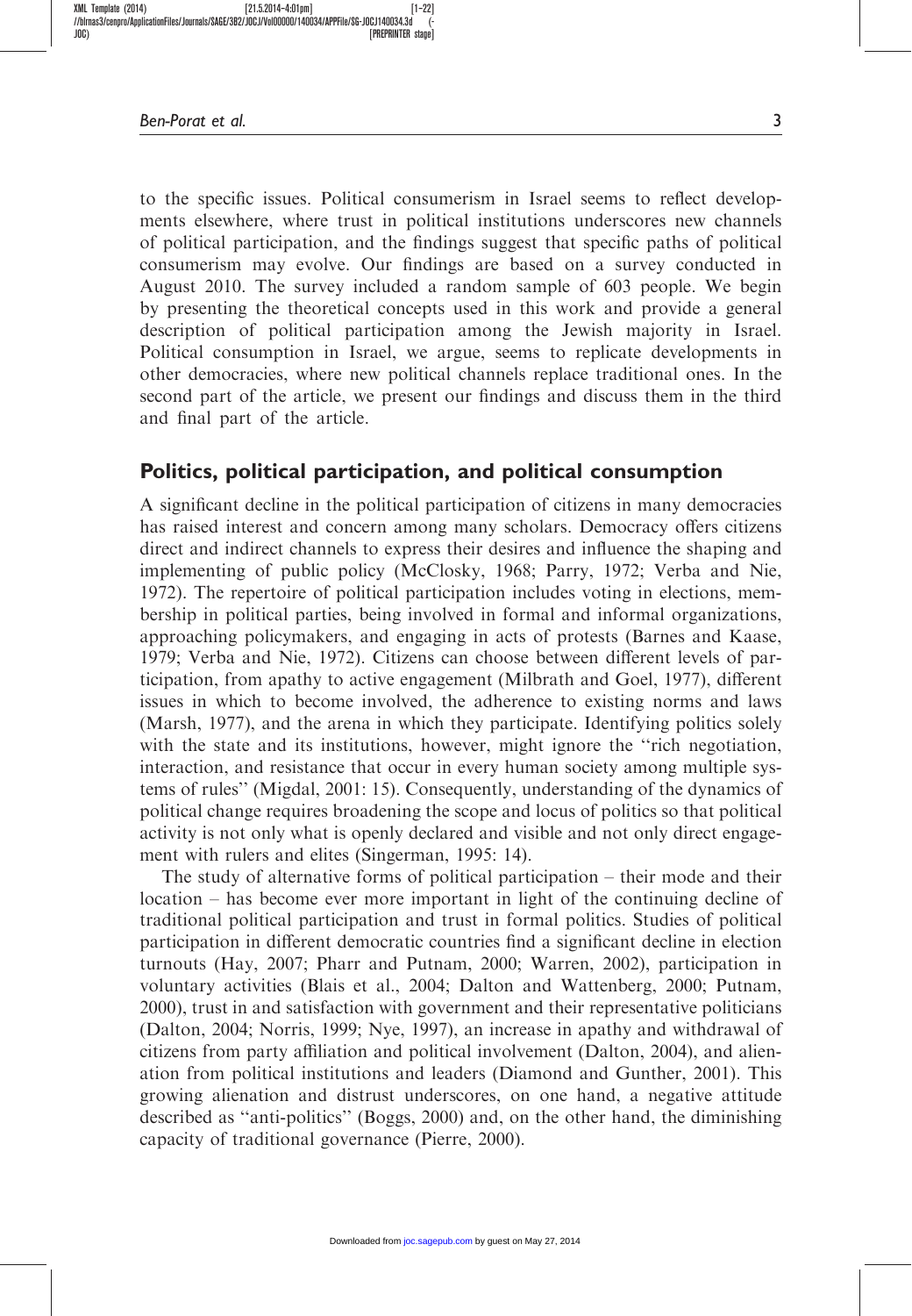to the specific issues. Political consumerism in Israel seems to reflect developments elsewhere, where trust in political institutions underscores new channels of political participation, and the findings suggest that specific paths of political consumerism may evolve. Our findings are based on a survey conducted in August 2010. The survey included a random sample of 603 people. We begin by presenting the theoretical concepts used in this work and provide a general description of political participation among the Jewish majority in Israel. Political consumption in Israel, we argue, seems to replicate developments in other democracies, where new political channels replace traditional ones. In the second part of the article, we present our findings and discuss them in the third and final part of the article.

## Politics, political participation, and political consumption

A significant decline in the political participation of citizens in many democracies has raised interest and concern among many scholars. Democracy offers citizens direct and indirect channels to express their desires and influence the shaping and implementing of public policy (McClosky, 1968; Parry, 1972; Verba and Nie, 1972). The repertoire of political participation includes voting in elections, membership in political parties, being involved in formal and informal organizations, approaching policymakers, and engaging in acts of protests (Barnes and Kaase, 1979; Verba and Nie, 1972). Citizens can choose between different levels of participation, from apathy to active engagement (Milbrath and Goel, 1977), different issues in which to become involved, the adherence to existing norms and laws (Marsh, 1977), and the arena in which they participate. Identifying politics solely with the state and its institutions, however, might ignore the ''rich negotiation, interaction, and resistance that occur in every human society among multiple systems of rules'' (Migdal, 2001: 15). Consequently, understanding of the dynamics of political change requires broadening the scope and locus of politics so that political activity is not only what is openly declared and visible and not only direct engagement with rulers and elites (Singerman, 1995: 14).

The study of alternative forms of political participation – their mode and their location – has become ever more important in light of the continuing decline of traditional political participation and trust in formal politics. Studies of political participation in different democratic countries find a significant decline in election turnouts (Hay, 2007; Pharr and Putnam, 2000; Warren, 2002), participation in voluntary activities (Blais et al., 2004; Dalton and Wattenberg, 2000; Putnam, 2000), trust in and satisfaction with government and their representative politicians (Dalton, 2004; Norris, 1999; Nye, 1997), an increase in apathy and withdrawal of citizens from party affiliation and political involvement (Dalton, 2004), and alienation from political institutions and leaders (Diamond and Gunther, 2001). This growing alienation and distrust underscores, on one hand, a negative attitude described as ''anti-politics'' (Boggs, 2000) and, on the other hand, the diminishing capacity of traditional governance (Pierre, 2000).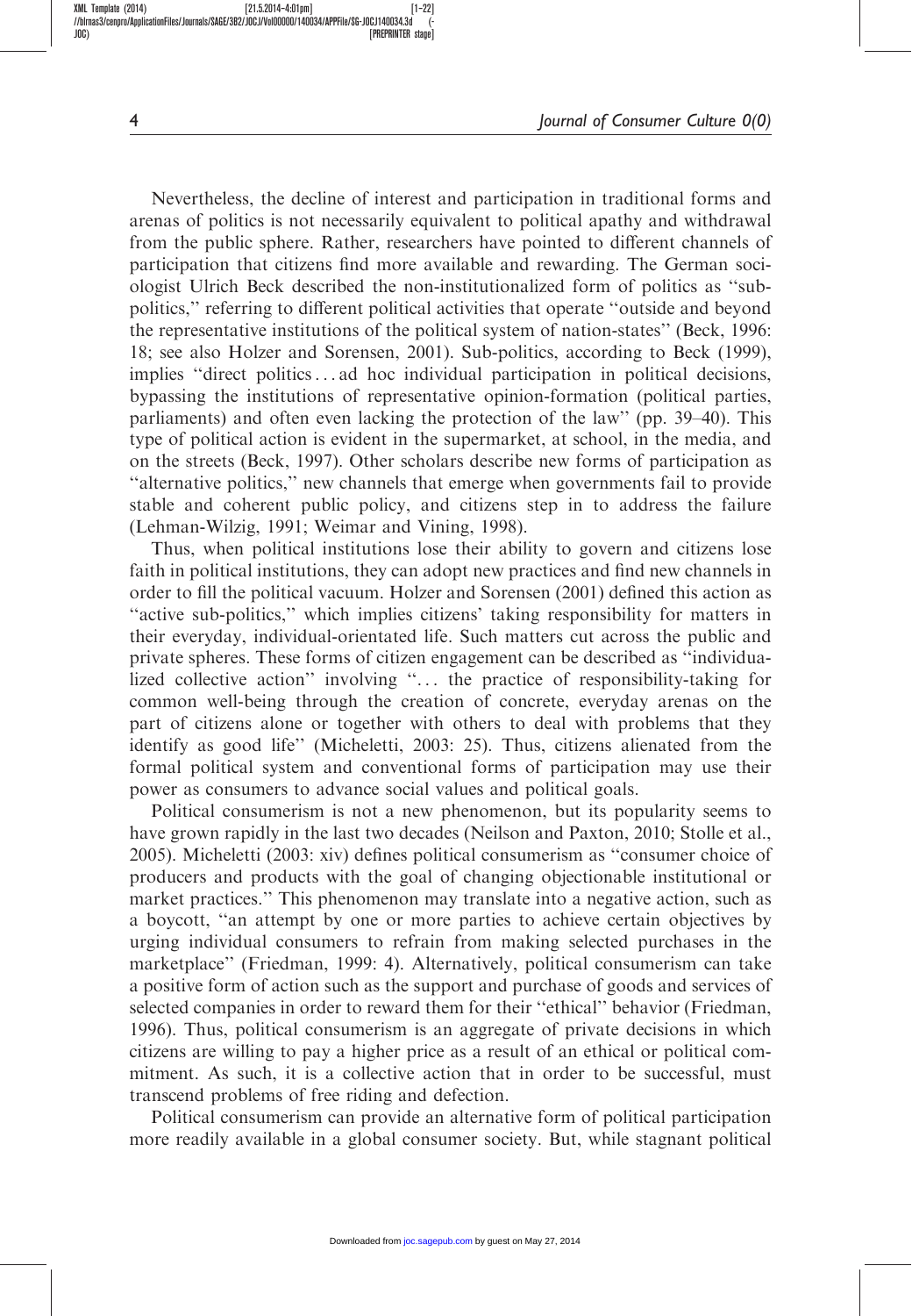Nevertheless, the decline of interest and participation in traditional forms and arenas of politics is not necessarily equivalent to political apathy and withdrawal from the public sphere. Rather, researchers have pointed to different channels of participation that citizens find more available and rewarding. The German sociologist Ulrich Beck described the non-institutionalized form of politics as "sub-politics," referring to different political activities that operate "outside and beyond the representative institutions of the political system of nation-states" (Beck, 1996: 18; see also Holzer and Sorensen, 2001). Sub-politics, according to Beck (1999), implies "direct politics . . . ad hoc individual participation in political decisions, bypassing the institutions of representative opinion-formation (political parties, parliaments) and often even lacking the protection of the law" (pp. 39–40). This type of political action is evident in the supermarket, at school, in the media, and on the streets (Beck, 1997). Other scholars describe new forms of participation as "alternative politics," new channels that emerge when governments fail to provide stable and coherent public policy, and citizens step in to address the failure (Lehman-Wilzig, 1991; Weimar and Vining, 1998).

Thus, when political institutions lose their ability to govern and citizens lose faith in political institutions, they can adopt new practices and find new channels in order to fill the political vacuum. Holzer and Sorensen (2001) defined this action as "active sub-politics," which implies citizens' taking responsibility for matters in their everyday, individual-orientated life. Such matters cut across the public and private spheres. These forms of citizen engagement can be described as "individualized collective action" involving ". . . the practice of responsibility-taking for common well-being through the creation of concrete, everyday arenas on the part of citizens alone or together with others to deal with problems that they identify as good life" (Micheletti, 2003: 25). Thus, citizens alienated from the formal political system and conventional forms of participation may use their power as consumers to advance social values and political goals.

Political consumerism is not a new phenomenon, but its popularity seems to have grown rapidly in the last two decades (Neilson and Paxton, 2010; Stolle et al., 2005). Micheletti (2003: xiv) defines political consumerism as "consumer choice of producers and products with the goal of changing objectionable institutional or market practices." This phenomenon may translate into a negative action, such as a boycott, "an attempt by one or more parties to achieve certain objectives by urging individual consumers to refrain from making selected purchases in the marketplace" (Friedman, 1999: 4). Alternatively, political consumerism can take a positive form of action such as the support and purchase of goods and services of selected companies in order to reward them for their "ethical" behavior (Friedman, 1996). Thus, political consumerism is an aggregate of private decisions in which citizens are willing to pay a higher price as a result of an ethical or political commitment. As such, it is a collective action that in order to be successful, must transcend problems of free riding and defection.

Political consumerism can provide an alternative form of political participation more readily available in a global consumer society. But, while stagnant political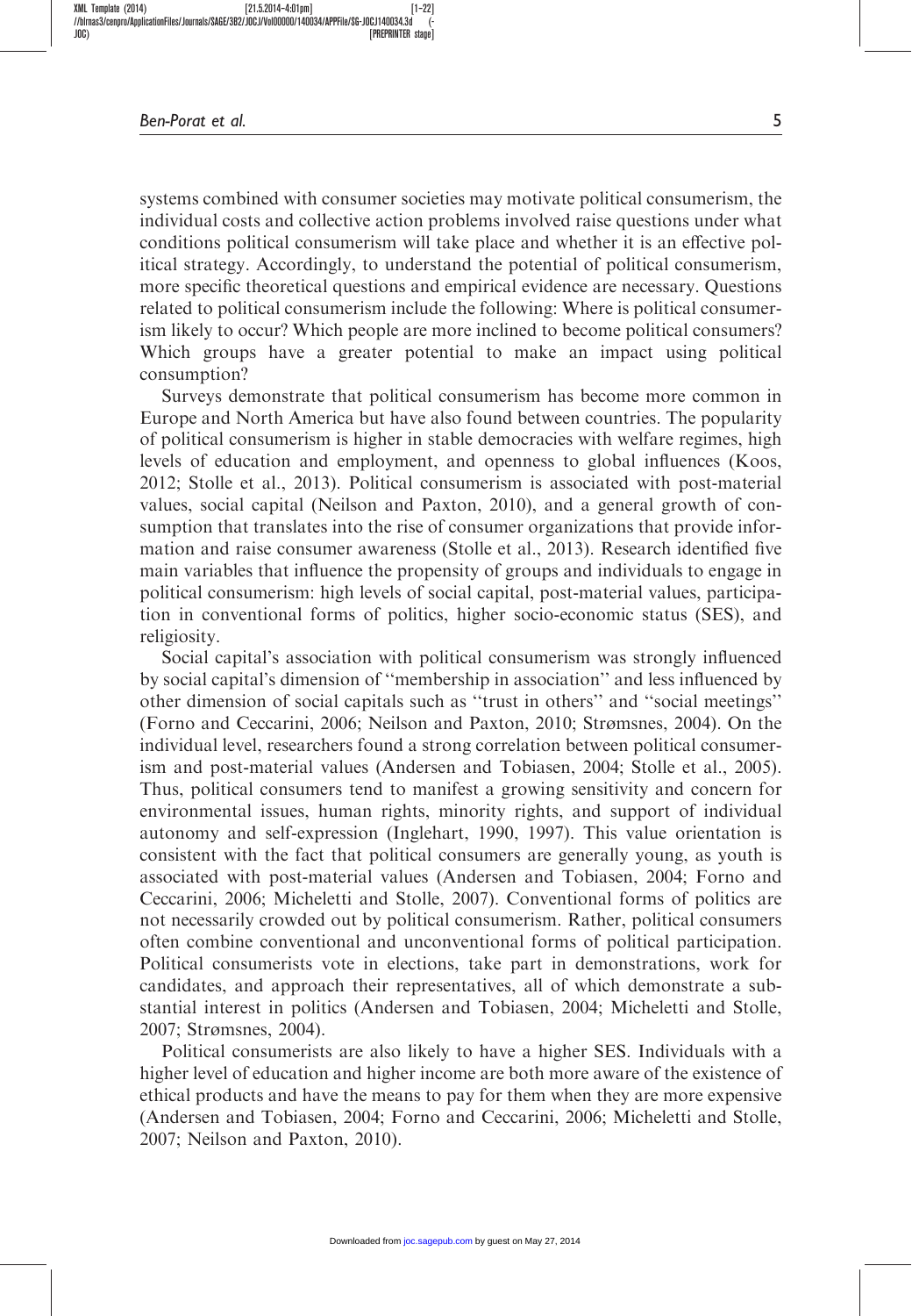systems combined with consumer societies may motivate political consumerism, the individual costs and collective action problems involved raise questions under what conditions political consumerism will take place and whether it is an effective political strategy. Accordingly, to understand the potential of political consumerism, more specific theoretical questions and empirical evidence are necessary. Questions related to political consumerism include the following: Where is political consumerism likely to occur? Which people are more inclined to become political consumers? Which groups have a greater potential to make an impact using political consumption?

Surveys demonstrate that political consumerism has become more common in Europe and North America but have also found between countries. The popularity of political consumerism is higher in stable democracies with welfare regimes, high levels of education and employment, and openness to global influences (Koos, 2012; Stolle et al., 2013). Political consumerism is associated with post-material values, social capital (Neilson and Paxton, 2010), and a general growth of consumption that translates into the rise of consumer organizations that provide information and raise consumer awareness (Stolle et al., 2013). Research identified five main variables that influence the propensity of groups and individuals to engage in political consumerism: high levels of social capital, post-material values, participation in conventional forms of politics, higher socio-economic status (SES), and religiosity.

Social capital's association with political consumerism was strongly influenced by social capital's dimension of "membership in association" and less influenced by other dimension of social capitals such as "trust in others" and "social meetings" (Forno and Ceccarini, 2006; Neilson and Paxton, 2010; Strømsnes, 2004). On the individual level, researchers found a strong correlation between political consumerism and post-material values (Andersen and Tobiasen, 2004; Stolle et al., 2005). Thus, political consumers tend to manifest a growing sensitivity and concern for environmental issues, human rights, minority rights, and support of individual autonomy and self-expression (Inglehart, 1990, 1997). This value orientation is consistent with the fact that political consumers are generally young, as youth is associated with post-material values (Andersen and Tobiasen, 2004; Forno and Ceccarini, 2006; Micheletti and Stolle, 2007). Conventional forms of politics are not necessarily crowded out by political consumerism. Rather, political consumers often combine conventional and unconventional forms of political participation. Political consumerists vote in elections, take part in demonstrations, work for candidates, and approach their representatives, all of which demonstrate a substantial interest in politics (Andersen and Tobiasen, 2004; Micheletti and Stolle, 2007; Strømsnes, 2004).

Political consumerists are also likely to have a higher SES. Individuals with a higher level of education and higher income are both more aware of the existence of ethical products and have the means to pay for them when they are more expensive (Andersen and Tobiasen, 2004; Forno and Ceccarini, 2006; Micheletti and Stolle, 2007; Neilson and Paxton, 2010).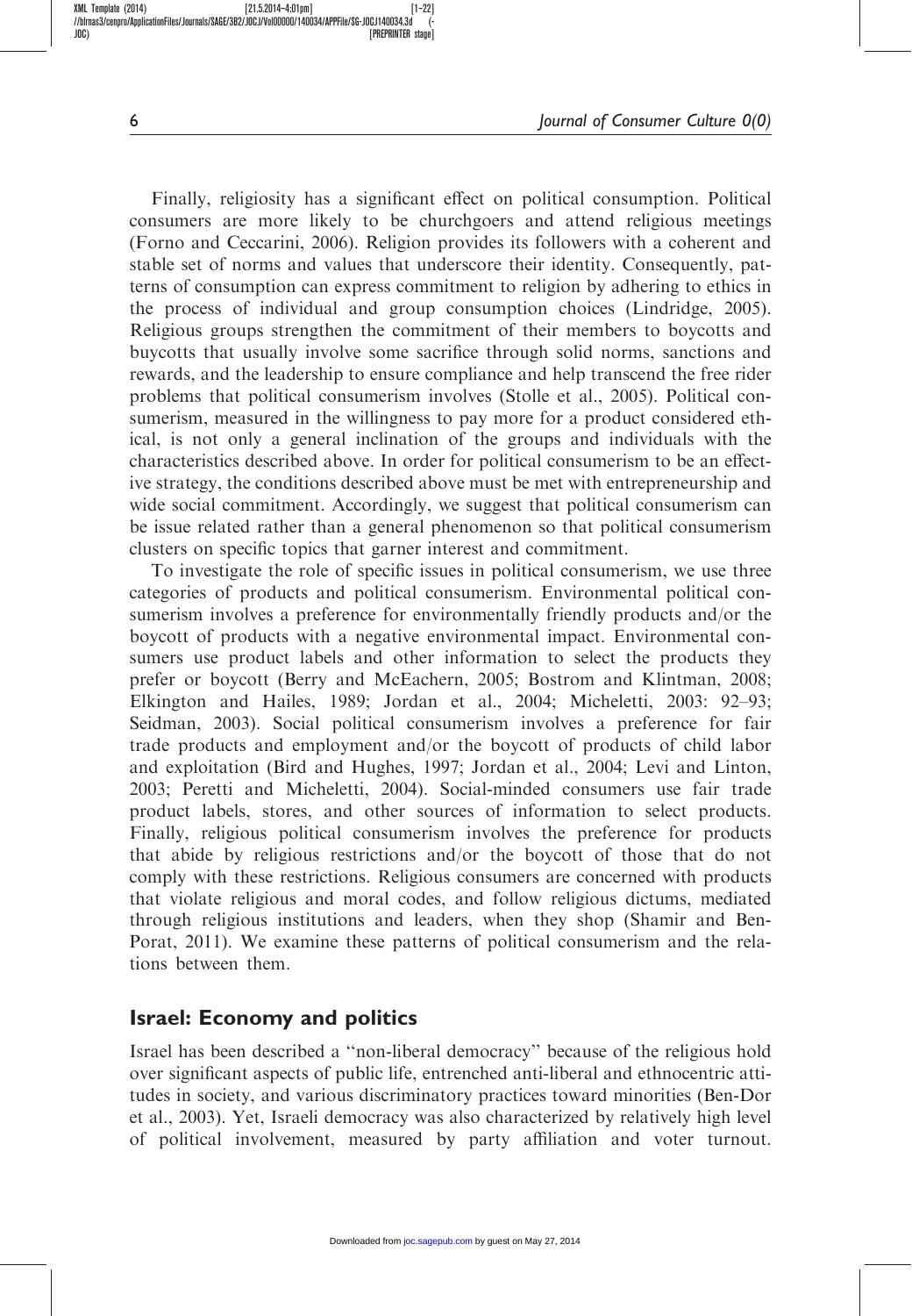Finally, religiosity has a significant effect on political consumption. Political consumers are more likely to be churchgoers and attend religious meetings (Forno and Ceccarini, 2006). Religion provides its followers with a coherent and stable set of norms and values that underscore their identity. Consequently, patterns of consumption can express commitment to religion by adhering to ethics in the process of individual and group consumption choices (Lindridge, 2005). Religious groups strengthen the commitment of their members to boycotts and buycotts that usually involve some sacrifice through solid norms, sanctions and rewards, and the leadership to ensure compliance and help transcend the free rider problems that political consumerism involves (Stolle et al., 2005). Political consumerism, measured in the willingness to pay more for a product considered ethical, is not only a general inclination of the groups and individuals with the characteristics described above. In order for political consumerism to be an effective strategy, the conditions described above must be met with entrepreneurship and wide social commitment. Accordingly, we suggest that political consumerism can be issue related rather than a general phenomenon so that political consumerism clusters on specific topics that garner interest and commitment.

To investigate the role of specific issues in political consumerism, we use three categories of products and political consumerism. Environmental political consumerism involves a preference for environmentally friendly products and/or the boycott of products with a negative environmental impact. Environmental consumers use product labels and other information to select the products they prefer or boycott (Berry and McEachern, 2005; Bostrom and Klintman, 2008; Elkington and Hailes, 1989; Jordan et al., 2004; Micheletti, 2003: 92–93; Seidman, 2003). Social political consumerism involves a preference for fair trade products and employment and/or the boycott of products of child labor and exploitation (Bird and Hughes, 1997; Jordan et al., 2004; Levi and Linton, 2003; Peretti and Micheletti, 2004). Social-minded consumers use fair trade product labels, stores, and other sources of information to select products. Finally, religious political consumerism involves the preference for products that abide by religious restrictions and/or the boycott of those that do not comply with these restrictions. Religious consumers are concerned with products that violate religious and moral codes, and follow religious dictums, mediated through religious institutions and leaders, when they shop (Shamir and Ben-Porat, 2011). We examine these patterns of political consumerism and the relations between them.

## Israel: Economy and politics

Israel has been described a ''non-liberal democracy'' because of the religious hold over significant aspects of public life, entrenched anti-liberal and ethnocentric attitudes in society, and various discriminatory practices toward minorities (Ben-Dor et al., 2003). Yet, Israeli democracy was also characterized by relatively high level of political involvement, measured by party affiliation and voter turnout.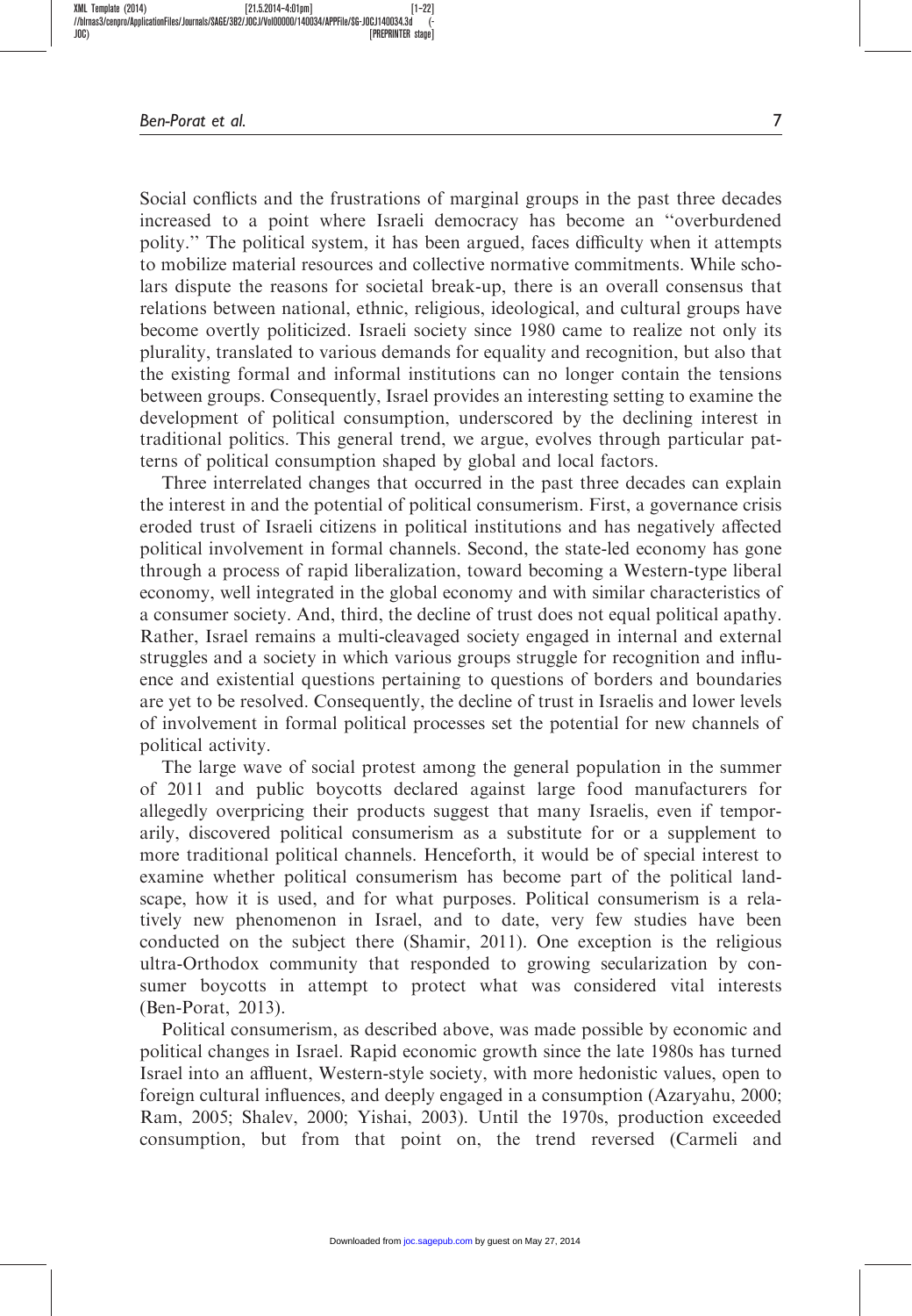Social conflicts and the frustrations of marginal groups in the past three decades increased to a point where Israeli democracy has become an ''overburdened polity.'' The political system, it has been argued, faces difficulty when it attempts to mobilize material resources and collective normative commitments. While scholars dispute the reasons for societal break-up, there is an overall consensus that relations between national, ethnic, religious, ideological, and cultural groups have become overtly politicized. Israeli society since 1980 came to realize not only its plurality, translated to various demands for equality and recognition, but also that the existing formal and informal institutions can no longer contain the tensions between groups. Consequently, Israel provides an interesting setting to examine the development of political consumption, underscored by the declining interest in traditional politics. This general trend, we argue, evolves through particular patterns of political consumption shaped by global and local factors.

Three interrelated changes that occurred in the past three decades can explain the interest in and the potential of political consumerism. First, a governance crisis eroded trust of Israeli citizens in political institutions and has negatively affected political involvement in formal channels. Second, the state-led economy has gone through a process of rapid liberalization, toward becoming a Western-type liberal economy, well integrated in the global economy and with similar characteristics of a consumer society. And, third, the decline of trust does not equal political apathy. Rather, Israel remains a multi-cleavaged society engaged in internal and external struggles and a society in which various groups struggle for recognition and influence and existential questions pertaining to questions of borders and boundaries are yet to be resolved. Consequently, the decline of trust in Israelis and lower levels of involvement in formal political processes set the potential for new channels of political activity.

The large wave of social protest among the general population in the summer of 2011 and public boycotts declared against large food manufacturers for allegedly overpricing their products suggest that many Israelis, even if temporarily, discovered political consumerism as a substitute for or a supplement to more traditional political channels. Henceforth, it would be of special interest to examine whether political consumerism has become part of the political landscape, how it is used, and for what purposes. Political consumerism is a relatively new phenomenon in Israel, and to date, very few studies have been conducted on the subject there (Shamir, 2011). One exception is the religious ultra-Orthodox community that responded to growing secularization by consumer boycotts in attempt to protect what was considered vital interests (Ben-Porat, 2013).

Political consumerism, as described above, was made possible by economic and political changes in Israel. Rapid economic growth since the late 1980s has turned Israel into an affluent, Western-style society, with more hedonistic values, open to foreign cultural influences, and deeply engaged in a consumption (Azaryahu, 2000; Ram, 2005; Shalev, 2000; Yishai, 2003). Until the 1970s, production exceeded consumption, but from that point on, the trend reversed (Carmeli and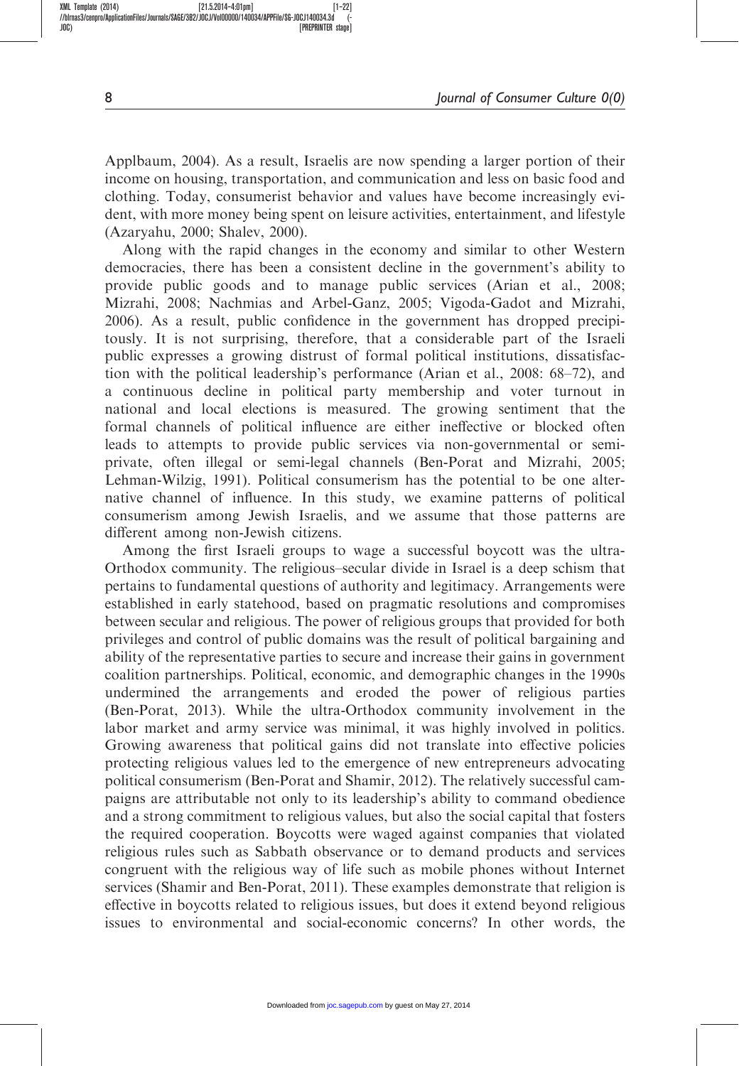Applbaum, 2004). As a result, Israelis are now spending a larger portion of their income on housing, transportation, and communication and less on basic food and clothing. Today, consumerist behavior and values have become increasingly evident, with more money being spent on leisure activities, entertainment, and lifestyle (Azaryahu, 2000; Shalev, 2000).

Along with the rapid changes in the economy and similar to other Western democracies, there has been a consistent decline in the government's ability to provide public goods and to manage public services (Arian et al., 2008; Mizrahi, 2008; Nachmias and Arbel-Ganz, 2005; Vigoda-Gadot and Mizrahi, 2006). As a result, public confidence in the government has dropped precipitously. It is not surprising, therefore, that a considerable part of the Israeli public expresses a growing distrust of formal political institutions, dissatisfaction with the political leadership's performance (Arian et al., 2008: 68–72), and a continuous decline in political party membership and voter turnout in national and local elections is measured. The growing sentiment that the formal channels of political influence are either ineffective or blocked often leads to attempts to provide public services via non-governmental or semi-private, often illegal or semi-legal channels (Ben-Porat and Mizrahi, 2005; Lehman-Wilzig, 1991). Political consumerism has the potential to be one alternative channel of influence. In this study, we examine patterns of political consumerism among Jewish Israelis, and we assume that those patterns are different among non-Jewish citizens.

Among the first Israeli groups to wage a successful boycott was the ultra-Orthodox community. The religious–secular divide in Israel is a deep schism that pertains to fundamental questions of authority and legitimacy. Arrangements were established in early statehood, based on pragmatic resolutions and compromises between secular and religious. The power of religious groups that provided for both privileges and control of public domains was the result of political bargaining and ability of the representative parties to secure and increase their gains in government coalition partnerships. Political, economic, and demographic changes in the 1990s undermined the arrangements and eroded the power of religious parties (Ben-Porat, 2013). While the ultra-Orthodox community involvement in the labor market and army service was minimal, it was highly involved in politics. Growing awareness that political gains did not translate into effective policies protecting religious values led to the emergence of new entrepreneurs advocating political consumerism (Ben-Porat and Shamir, 2012). The relatively successful campaigns are attributable not only to its leadership's ability to command obedience and a strong commitment to religious values, but also the social capital that fosters the required cooperation. Boycotts were waged against companies that violated religious rules such as Sabbath observance or to demand products and services congruent with the religious way of life such as mobile phones without Internet services (Shamir and Ben-Porat, 2011). These examples demonstrate that religion is effective in boycotts related to religious issues, but does it extend beyond religious issues to environmental and social-economic concerns? In other words, the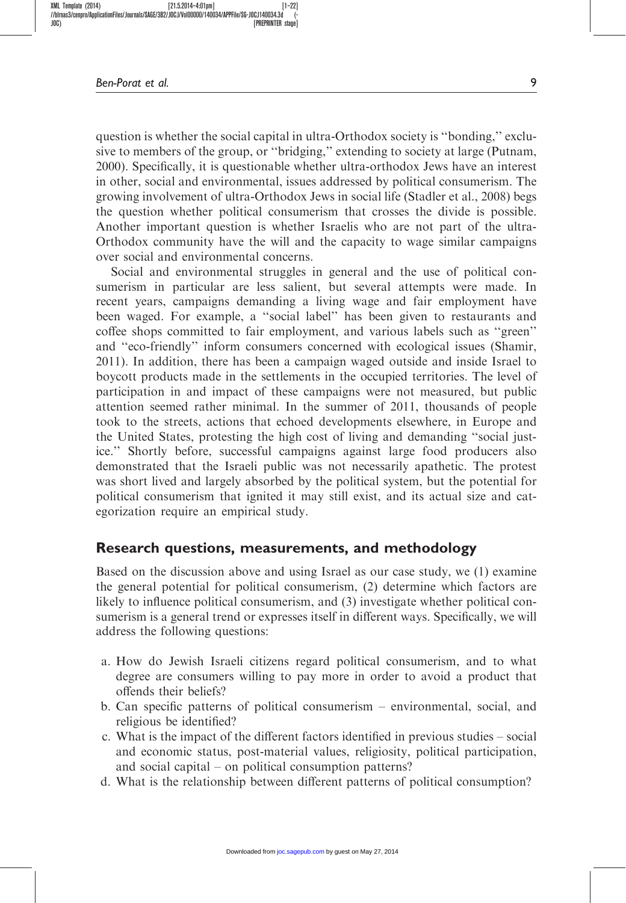question is whether the social capital in ultra-Orthodox society is ''bonding,'' exclusive to members of the group, or ''bridging,'' extending to society at large (Putnam, 2000). Specifically, it is questionable whether ultra-orthodox Jews have an interest in other, social and environmental, issues addressed by political consumerism. The growing involvement of ultra-Orthodox Jews in social life (Stadler et al., 2008) begs the question whether political consumerism that crosses the divide is possible. Another important question is whether Israelis who are not part of the ultra-Orthodox community have the will and the capacity to wage similar campaigns over social and environmental concerns.

Social and environmental struggles in general and the use of political consumerism in particular are less salient, but several attempts were made. In recent years, campaigns demanding a living wage and fair employment have been waged. For example, a ''social label'' has been given to restaurants and coffee shops committed to fair employment, and various labels such as ''green'' and ''eco-friendly'' inform consumers concerned with ecological issues (Shamir, 2011). In addition, there has been a campaign waged outside and inside Israel to boycott products made in the settlements in the occupied territories. The level of participation in and impact of these campaigns were not measured, but public attention seemed rather minimal. In the summer of 2011, thousands of people took to the streets, actions that echoed developments elsewhere, in Europe and the United States, protesting the high cost of living and demanding ''social justice.'' Shortly before, successful campaigns against large food producers also demonstrated that the Israeli public was not necessarily apathetic. The protest was short lived and largely absorbed by the political system, but the potential for political consumerism that ignited it may still exist, and its actual size and categorization require an empirical study.

## Research questions, measurements, and methodology

Based on the discussion above and using Israel as our case study, we (1) examine the general potential for political consumerism, (2) determine which factors are likely to influence political consumerism, and (3) investigate whether political consumerism is a general trend or expresses itself in different ways. Specifically, we will address the following questions:

a. How do Jewish Israeli citizens regard political consumerism, and to what degree are consumers willing to pay more in order to avoid a product that offends their beliefs?
b. Can specific patterns of political consumerism – environmental, social, and religious be identified?
c. What is the impact of the different factors identified in previous studies – social and economic status, post-material values, religiosity, political participation, and social capital – on political consumption patterns?
d. What is the relationship between different patterns of political consumption?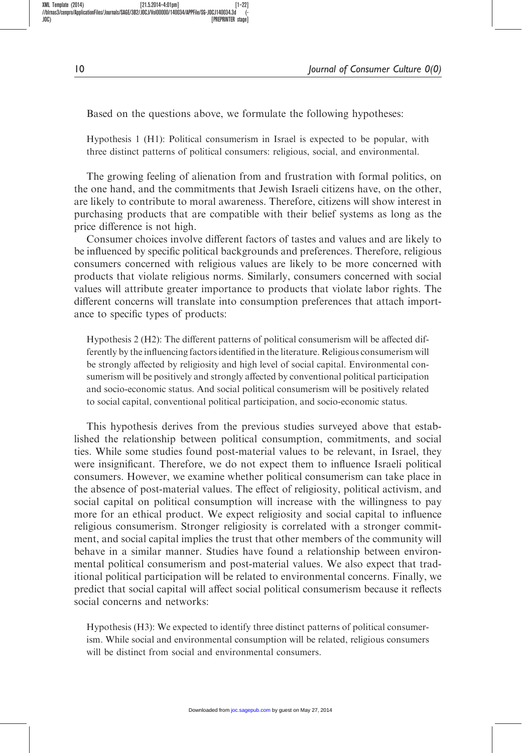Based on the questions above, we formulate the following hypotheses:

> Hypothesis 1 (H1): Political consumerism in Israel is expected to be popular, with three distinct patterns of political consumers: religious, social, and environmental.

The growing feeling of alienation from and frustration with formal politics, on the one hand, and the commitments that Jewish Israeli citizens have, on the other, are likely to contribute to moral awareness. Therefore, citizens will show interest in purchasing products that are compatible with their belief systems as long as the price difference is not high.

Consumer choices involve different factors of tastes and values and are likely to be influenced by specific political backgrounds and preferences. Therefore, religious consumers concerned with religious values are likely to be more concerned with products that violate religious norms. Similarly, consumers concerned with social values will attribute greater importance to products that violate labor rights. The different concerns will translate into consumption preferences that attach importance to specific types of products:

> Hypothesis 2 (H2): The different patterns of political consumerism will be affected differently by the influencing factors identified in the literature. Religious consumerism will be strongly affected by religiosity and high level of social capital. Environmental consumerism will be positively and strongly affected by conventional political participation and socio-economic status. And social political consumerism will be positively related to social capital, conventional political participation, and socio-economic status.

This hypothesis derives from the previous studies surveyed above that established the relationship between political consumption, commitments, and social ties. While some studies found post-material values to be relevant, in Israel, they were insignificant. Therefore, we do not expect them to influence Israeli political consumers. However, we examine whether political consumerism can take place in the absence of post-material values. The effect of religiosity, political activism, and social capital on political consumption will increase with the willingness to pay more for an ethical product. We expect religiosity and social capital to influence religious consumerism. Stronger religiosity is correlated with a stronger commitment, and social capital implies the trust that other members of the community will behave in a similar manner. Studies have found a relationship between environmental political consumerism and post-material values. We also expect that traditional political participation will be related to environmental concerns. Finally, we predict that social capital will affect social political consumerism because it reflects social concerns and networks:

> Hypothesis (H3): We expected to identify three distinct patterns of political consumerism. While social and environmental consumption will be related, religious consumers will be distinct from social and environmental consumers.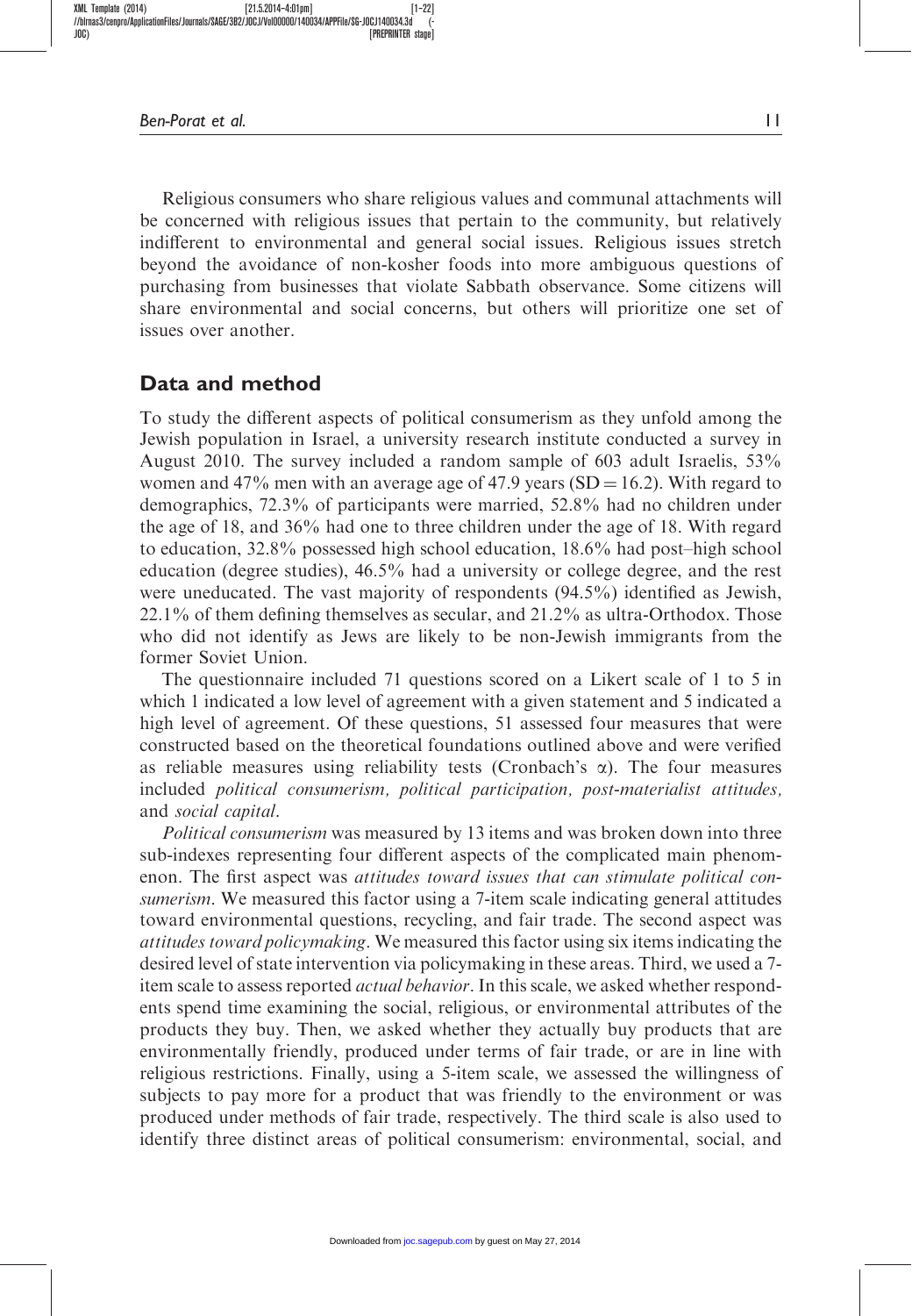Religious consumers who share religious values and communal attachments will be concerned with religious issues that pertain to the community, but relatively indifferent to environmental and general social issues. Religious issues stretch beyond the avoidance of non-kosher foods into more ambiguous questions of purchasing from businesses that violate Sabbath observance. Some citizens will share environmental and social concerns, but others will prioritize one set of issues over another.

## Data and method

To study the different aspects of political consumerism as they unfold among the Jewish population in Israel, a university research institute conducted a survey in August 2010. The survey included a random sample of 603 adult Israelis, 53% women and 47% men with an average age of 47.9 years (SD = 16.2). With regard to demographics, 72.3% of participants were married, 52.8% had no children under the age of 18, and 36% had one to three children under the age of 18. With regard to education, 32.8% possessed high school education, 18.6% had post–high school education (degree studies), 46.5% had a university or college degree, and the rest were uneducated. The vast majority of respondents (94.5%) identified as Jewish, 22.1% of them defining themselves as secular, and 21.2% as ultra-Orthodox. Those who did not identify as Jews are likely to be non-Jewish immigrants from the former Soviet Union.

The questionnaire included 71 questions scored on a Likert scale of 1 to 5 in which 1 indicated a low level of agreement with a given statement and 5 indicated a high level of agreement. Of these questions, 51 assessed four measures that were constructed based on the theoretical foundations outlined above and were verified as reliable measures using reliability tests (Cronbach's $\alpha$). The four measures included *political consumerism, political participation, post-materialist attitudes,* and *social capital*.

*Political consumerism* was measured by 13 items and was broken down into three sub-indexes representing four different aspects of the complicated main phenomenon. The first aspect was *attitudes toward issues that can stimulate political consumerism*. We measured this factor using a 7-item scale indicating general attitudes toward environmental questions, recycling, and fair trade. The second aspect was *attitudes toward policymaking*. We measured this factor using six items indicating the desired level of state intervention via policymaking in these areas. Third, we used a 7-item scale to assess reported *actual behavior*. In this scale, we asked whether respondents spend time examining the social, religious, or environmental attributes of the products they buy. Then, we asked whether they actually buy products that are environmentally friendly, produced under terms of fair trade, or are in line with religious restrictions. Finally, using a 5-item scale, we assessed the willingness of subjects to pay more for a product that was friendly to the environment or was produced under methods of fair trade, respectively. The third scale is also used to identify three distinct areas of political consumerism: environmental, social, and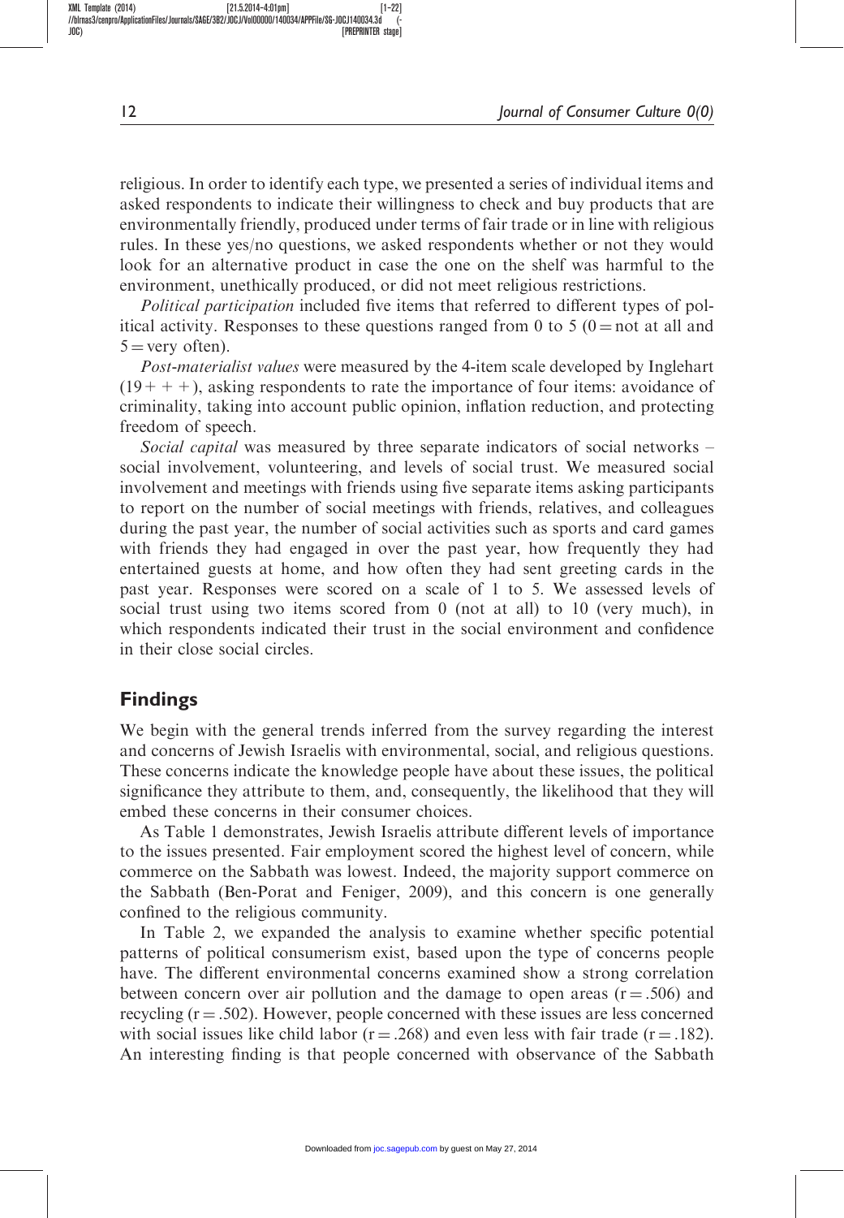religious. In order to identify each type, we presented a series of individual items and asked respondents to indicate their willingness to check and buy products that are environmentally friendly, produced under terms of fair trade or in line with religious rules. In these yes/no questions, we asked respondents whether or not they would look for an alternative product in case the one on the shelf was harmful to the environment, unethically produced, or did not meet religious restrictions.

*Political participation* included five items that referred to different types of political activity. Responses to these questions ranged from 0 to 5 (0 = not at all and 5 = very often).

*Post-materialist values* were measured by the 4-item scale developed by Inglehart (19+ + +), asking respondents to rate the importance of four items: avoidance of criminality, taking into account public opinion, inflation reduction, and protecting freedom of speech.

*Social capital* was measured by three separate indicators of social networks – social involvement, volunteering, and levels of social trust. We measured social involvement and meetings with friends using five separate items asking participants to report on the number of social meetings with friends, relatives, and colleagues during the past year, the number of social activities such as sports and card games with friends they had engaged in over the past year, how frequently they had entertained guests at home, and how often they had sent greeting cards in the past year. Responses were scored on a scale of 1 to 5. We assessed levels of social trust using two items scored from 0 (not at all) to 10 (very much), in which respondents indicated their trust in the social environment and confidence in their close social circles.

## Findings

We begin with the general trends inferred from the survey regarding the interest and concerns of Jewish Israelis with environmental, social, and religious questions. These concerns indicate the knowledge people have about these issues, the political significance they attribute to them, and, consequently, the likelihood that they will embed these concerns in their consumer choices.

As Table 1 demonstrates, Jewish Israelis attribute different levels of importance to the issues presented. Fair employment scored the highest level of concern, while commerce on the Sabbath was lowest. Indeed, the majority support commerce on the Sabbath (Ben-Porat and Feniger, 2009), and this concern is one generally confined to the religious community.

In Table 2, we expanded the analysis to examine whether specific potential patterns of political consumerism exist, based upon the type of concerns people have. The different environmental concerns examined show a strong correlation between concern over air pollution and the damage to open areas ($r = .506$) and recycling ($r = .502$). However, people concerned with these issues are less concerned with social issues like child labor ($r = .268$) and even less with fair trade ($r = .182$). An interesting finding is that people concerned with observance of the Sabbath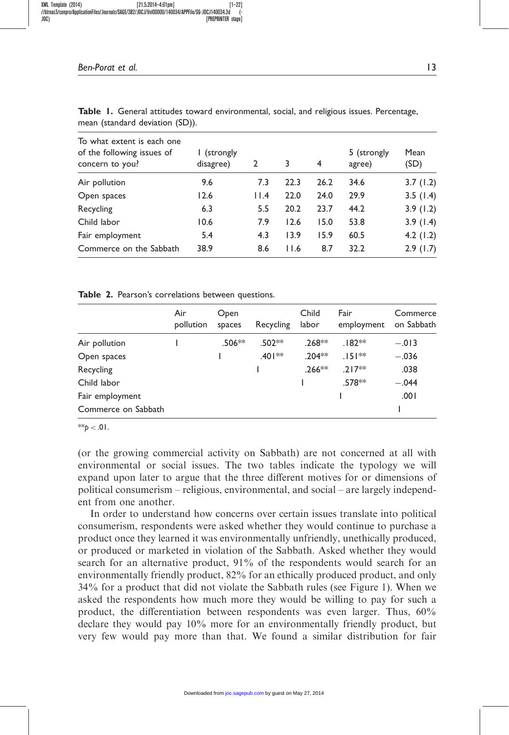**Table 1.** General attitudes toward environmental, social, and religious issues. Percentage, mean (standard deviation (SD)).

| To what extent is each one of the following issues of concern to you? | 1 (strongly disagree) | 2 | 3 | 4 | 5 (strongly agree) | Mean (SD) |
|---|---|---|---|---|---|---|
| Air pollution | 9.6 | 7.3 | 22.3 | 26.2 | 34.6 | 3.7 (1.2) |
| Open spaces | 12.6 | 11.4 | 22.0 | 24.0 | 29.9 | 3.5 (1.4) |
| Recycling | 6.3 | 5.5 | 20.2 | 23.7 | 44.2 | 3.9 (1.2) |
| Child labor | 10.6 | 7.9 | 12.6 | 15.0 | 53.8 | 3.9 (1.4) |
| Fair employment | 5.4 | 4.3 | 13.9 | 15.9 | 60.5 | 4.2 (1.2) |
| Commerce on the Sabbath | 38.9 | 8.6 | 11.6 | 8.7 | 32.2 | 2.9 (1.7) |

**Table 2.** Pearson's correlations between questions.

| | Air pollution | Open spaces | Recycling | Child labor | Fair employment | Commerce on Sabbath |
|---|---|---|---|---|---|---|
| Air pollution | 1 | .506** | .502** | .268** | .182** | −.013 |
| Open spaces | | 1 | .401** | .204** | .151** | −.036 |
| Recycling | | | 1 | .266** | .217** | .038 |
| Child labor | | | | 1 | .578** | −.044 |
| Fair employment | | | | | 1 | .001 |
| Commerce on Sabbath | | | | | | 1 |

**$p < .01$.

(or the growing commercial activity on Sabbath) are not concerned at all with environmental or social issues. The two tables indicate the typology we will expand upon later to argue that the three different motives for or dimensions of political consumerism – religious, environmental, and social – are largely independent from one another.

In order to understand how concerns over certain issues translate into political consumerism, respondents were asked whether they would continue to purchase a product once they learned it was environmentally unfriendly, unethically produced, or produced or marketed in violation of the Sabbath. Asked whether they would search for an alternative product, 91% of the respondents would search for an environmentally friendly product, 82% for an ethically produced product, and only 34% for a product that did not violate the Sabbath rules (see Figure 1). When we asked the respondents how much more they would be willing to pay for such a product, the differentiation between respondents was even larger. Thus, 60% declare they would pay 10% more for an environmentally friendly product, but very few would pay more than that. We found a similar distribution for fair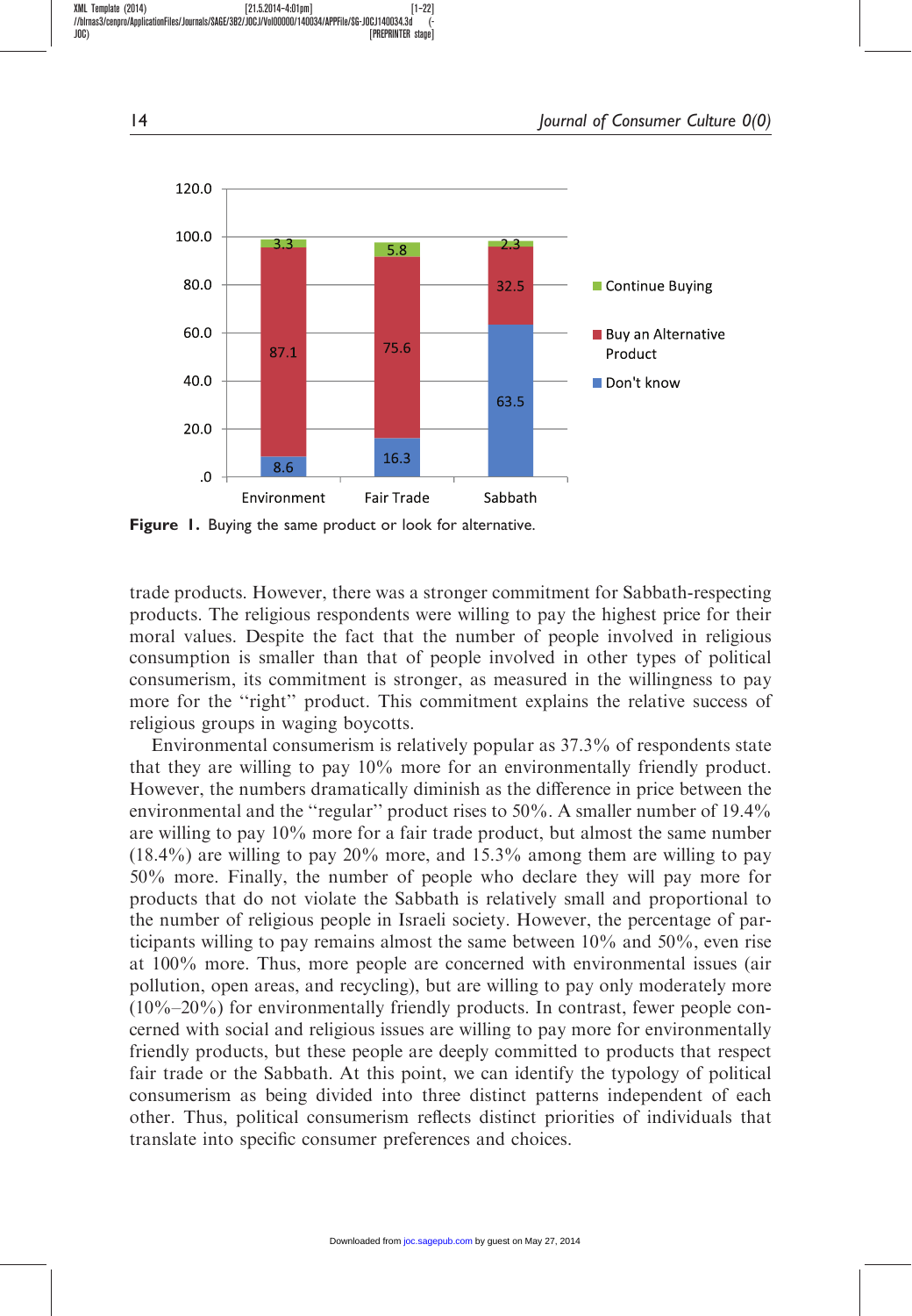| | Environment | Fair Trade | Sabbath |
|---|---|---|---|
| Continue Buying | 3.3 | 5.8 | 2.3 |
| Buy an Alternative Product | 87.1 | 75.6 | 32.5 |
| Don't know | 8.6 | 16.3 | 63.5 |

**Figure 1.** Buying the same product or look for alternative.

trade products. However, there was a stronger commitment for Sabbath-respecting products. The religious respondents were willing to pay the highest price for their moral values. Despite the fact that the number of people involved in religious consumption is smaller than that of people involved in other types of political consumerism, its commitment is stronger, as measured in the willingness to pay more for the ''right'' product. This commitment explains the relative success of religious groups in waging boycotts.

Environmental consumerism is relatively popular as 37.3% of respondents state that they are willing to pay 10% more for an environmentally friendly product. However, the numbers dramatically diminish as the difference in price between the environmental and the ''regular'' product rises to 50%. A smaller number of 19.4% are willing to pay 10% more for a fair trade product, but almost the same number (18.4%) are willing to pay 20% more, and 15.3% among them are willing to pay 50% more. Finally, the number of people who declare they will pay more for products that do not violate the Sabbath is relatively small and proportional to the number of religious people in Israeli society. However, the percentage of participants willing to pay remains almost the same between 10% and 50%, even rise at 100% more. Thus, more people are concerned with environmental issues (air pollution, open areas, and recycling), but are willing to pay only moderately more (10%–20%) for environmentally friendly products. In contrast, fewer people concerned with social and religious issues are willing to pay more for environmentally friendly products, but these people are deeply committed to products that respect fair trade or the Sabbath. At this point, we can identify the typology of political consumerism as being divided into three distinct patterns independent of each other. Thus, political consumerism reflects distinct priorities of individuals that translate into specific consumer preferences and choices.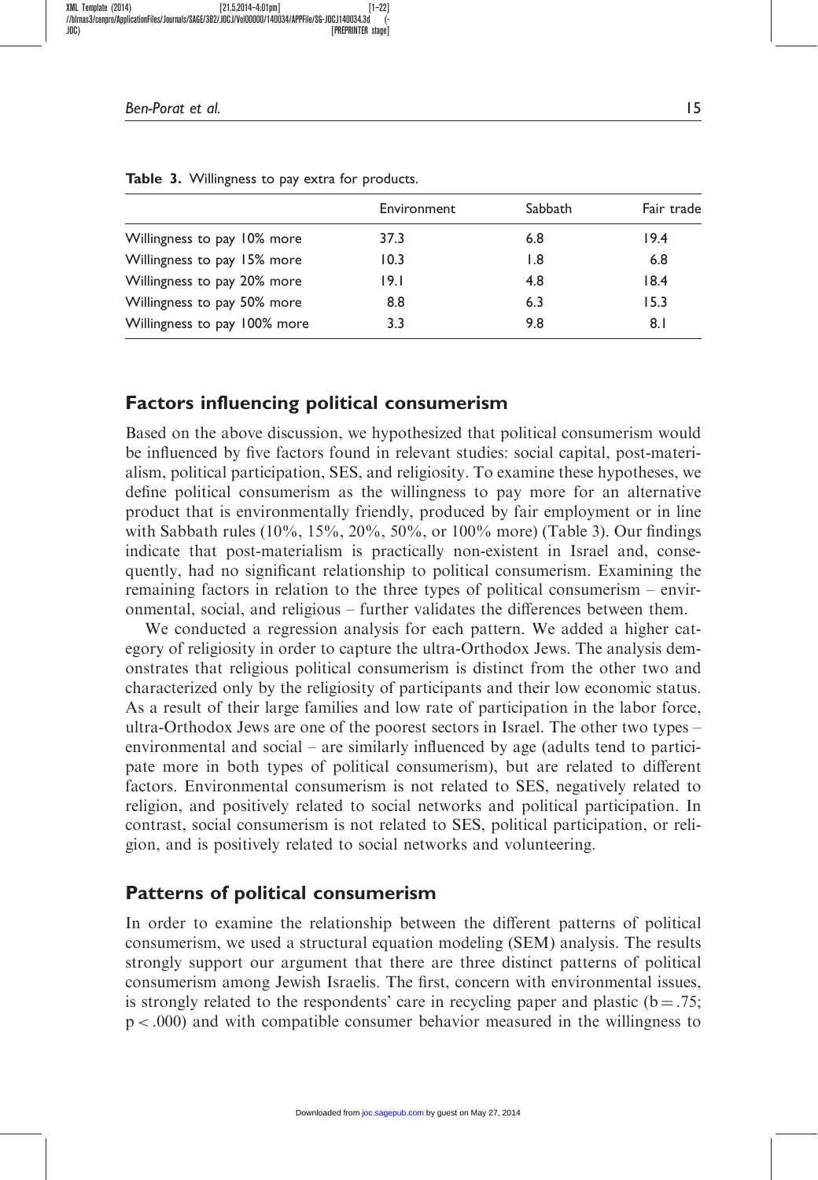Table 3. Willingness to pay extra for products.

| | Environment | Sabbath | Fair trade |
|---|---|---|---|
| Willingness to pay 10% more | 37.3 | 6.8 | 19.4 |
| Willingness to pay 15% more | 10.3 | 1.8 | 6.8 |
| Willingness to pay 20% more | 19.1 | 4.8 | 18.4 |
| Willingness to pay 50% more | 8.8 | 6.3 | 15.3 |
| Willingness to pay 100% more | 3.3 | 9.8 | 8.1 |

## Factors influencing political consumerism

Based on the above discussion, we hypothesized that political consumerism would be influenced by five factors found in relevant studies: social capital, post-materialism, political participation, SES, and religiosity. To examine these hypotheses, we define political consumerism as the willingness to pay more for an alternative product that is environmentally friendly, produced by fair employment or in line with Sabbath rules (10%, 15%, 20%, 50%, or 100% more) (Table 3). Our findings indicate that post-materialism is practically non-existent in Israel and, consequently, had no significant relationship to political consumerism. Examining the remaining factors in relation to the three types of political consumerism – environmental, social, and religious – further validates the differences between them.

We conducted a regression analysis for each pattern. We added a higher category of religiosity in order to capture the ultra-Orthodox Jews. The analysis demonstrates that religious political consumerism is distinct from the other two and characterized only by the religiosity of participants and their low economic status. As a result of their large families and low rate of participation in the labor force, ultra-Orthodox Jews are one of the poorest sectors in Israel. The other two types – environmental and social – are similarly influenced by age (adults tend to participate more in both types of political consumerism), but are related to different factors. Environmental consumerism is not related to SES, negatively related to religion, and positively related to social networks and political participation. In contrast, social consumerism is not related to SES, political participation, or religion, and is positively related to social networks and volunteering.

## Patterns of political consumerism

In order to examine the relationship between the different patterns of political consumerism, we used a structural equation modeling (SEM) analysis. The results strongly support our argument that there are three distinct patterns of political consumerism among Jewish Israelis. The first, concern with environmental issues, is strongly related to the respondents' care in recycling paper and plastic ($b = .75$; $p < .000$) and with compatible consumer behavior measured in the willingness to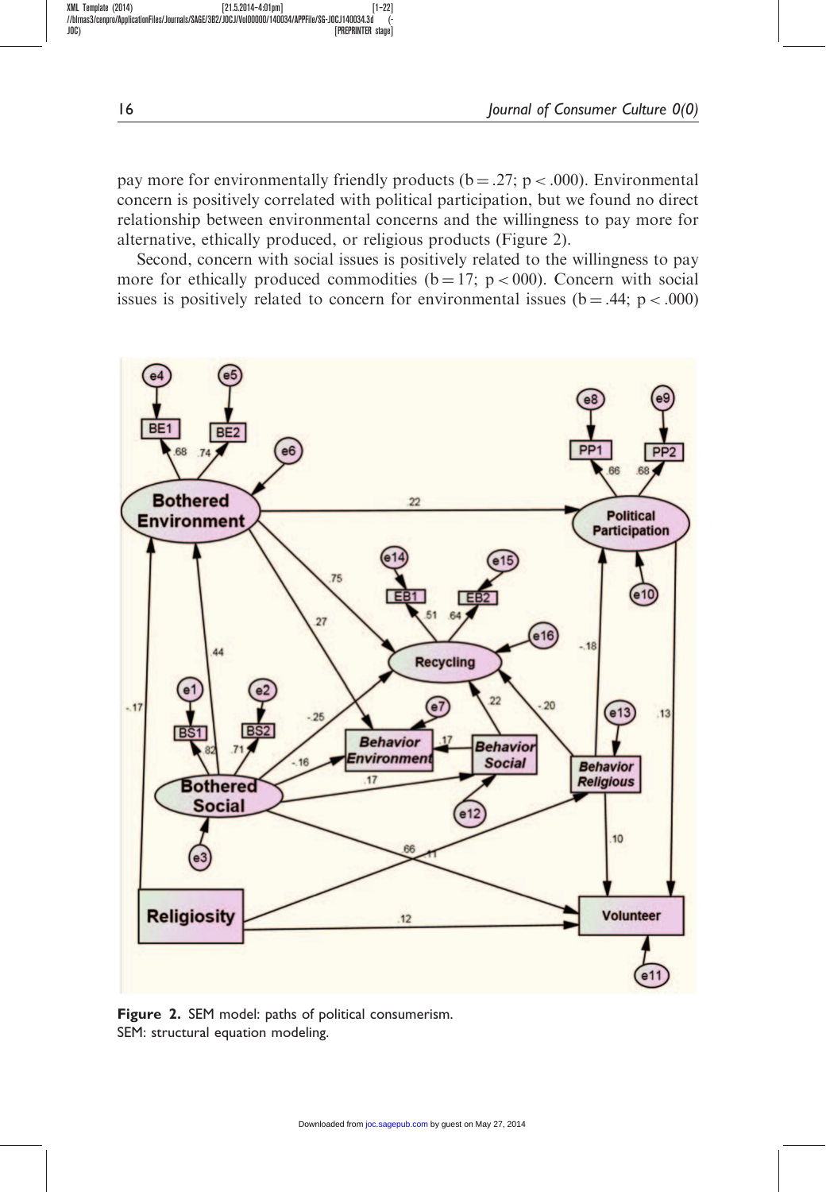pay more for environmentally friendly products ($b = .27$; $p < .000$). Environmental concern is positively correlated with political participation, but we found no direct relationship between environmental concerns and the willingness to pay more for alternative, ethically produced, or religious products (Figure 2).

Second, concern with social issues is positively related to the willingness to pay more for ethically produced commodities ($b = 17$; $p < 000$). Concern with social issues is positively related to concern for environmental issues ($b = .44$; $p < .000$)

**Figure 2.** SEM model: paths of political consumerism.
SEM: structural equation modeling.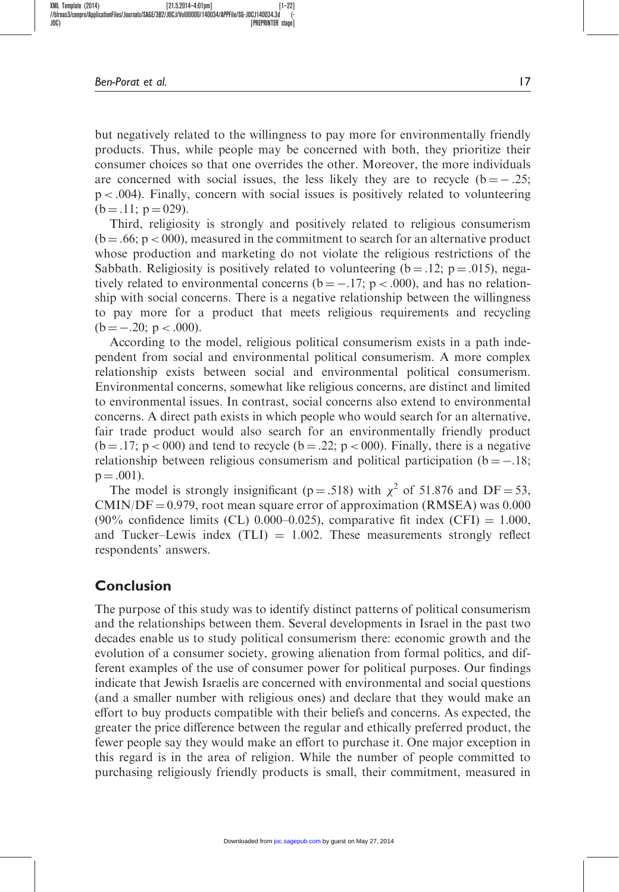but negatively related to the willingness to pay more for environmentally friendly products. Thus, while people may be concerned with both, they prioritize their consumer choices so that one overrides the other. Moreover, the more individuals are concerned with social issues, the less likely they are to recycle ($b = -.25$; $p < .004$). Finally, concern with social issues is positively related to volunteering ($b = .11$; $p = 029$).

Third, religiosity is strongly and positively related to religious consumerism ($b = .66$; $p < 000$), measured in the commitment to search for an alternative product whose production and marketing do not violate the religious restrictions of the Sabbath. Religiosity is positively related to volunteering ($b = .12$; $p = .015$), negatively related to environmental concerns ($b = -.17$; $p < .000$), and has no relationship with social concerns. There is a negative relationship between the willingness to pay more for a product that meets religious requirements and recycling ($b = -.20$; $p < .000$).

According to the model, religious political consumerism exists in a path independent from social and environmental political consumerism. A more complex relationship exists between social and environmental political consumerism. Environmental concerns, somewhat like religious concerns, are distinct and limited to environmental issues. In contrast, social concerns also extend to environmental concerns. A direct path exists in which people who would search for an alternative, fair trade product would also search for an environmentally friendly product ($b = .17$; $p < 000$) and tend to recycle ($b = .22$; $p < 000$). Finally, there is a negative relationship between religious consumerism and political participation ($b = -.18$; $p = .001$).

The model is strongly insignificant ($p = .518$) with $\chi^2$ of 51.876 and $DF = 53$, $CMIN/DF = 0.979$, root mean square error of approximation (RMSEA) was 0.000 (90% confidence limits (CL) 0.000–0.025), comparative fit index (CFI) = 1.000, and Tucker–Lewis index (TLI) = 1.002. These measurements strongly reflect respondents' answers.

## Conclusion

The purpose of this study was to identify distinct patterns of political consumerism and the relationships between them. Several developments in Israel in the past two decades enable us to study political consumerism there: economic growth and the evolution of a consumer society, growing alienation from formal politics, and different examples of the use of consumer power for political purposes. Our findings indicate that Jewish Israelis are concerned with environmental and social questions (and a smaller number with religious ones) and declare that they would make an effort to buy products compatible with their beliefs and concerns. As expected, the greater the price difference between the regular and ethically preferred product, the fewer people say they would make an effort to purchase it. One major exception in this regard is in the area of religion. While the number of people committed to purchasing religiously friendly products is small, their commitment, measured in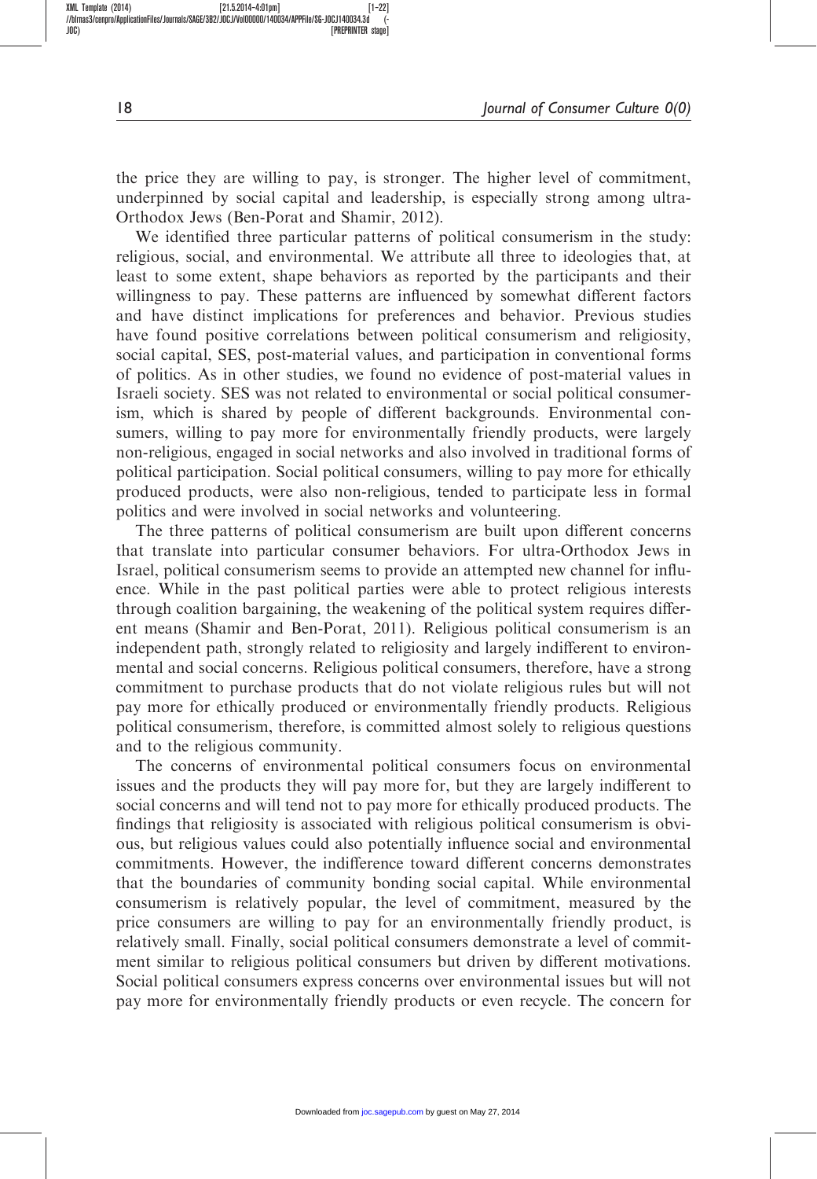the price they are willing to pay, is stronger. The higher level of commitment, underpinned by social capital and leadership, is especially strong among ultra-Orthodox Jews (Ben-Porat and Shamir, 2012).

We identified three particular patterns of political consumerism in the study: religious, social, and environmental. We attribute all three to ideologies that, at least to some extent, shape behaviors as reported by the participants and their willingness to pay. These patterns are influenced by somewhat different factors and have distinct implications for preferences and behavior. Previous studies have found positive correlations between political consumerism and religiosity, social capital, SES, post-material values, and participation in conventional forms of politics. As in other studies, we found no evidence of post-material values in Israeli society. SES was not related to environmental or social political consumerism, which is shared by people of different backgrounds. Environmental consumers, willing to pay more for environmentally friendly products, were largely non-religious, engaged in social networks and also involved in traditional forms of political participation. Social political consumers, willing to pay more for ethically produced products, were also non-religious, tended to participate less in formal politics and were involved in social networks and volunteering.

The three patterns of political consumerism are built upon different concerns that translate into particular consumer behaviors. For ultra-Orthodox Jews in Israel, political consumerism seems to provide an attempted new channel for influence. While in the past political parties were able to protect religious interests through coalition bargaining, the weakening of the political system requires different means (Shamir and Ben-Porat, 2011). Religious political consumerism is an independent path, strongly related to religiosity and largely indifferent to environmental and social concerns. Religious political consumers, therefore, have a strong commitment to purchase products that do not violate religious rules but will not pay more for ethically produced or environmentally friendly products. Religious political consumerism, therefore, is committed almost solely to religious questions and to the religious community.

The concerns of environmental political consumers focus on environmental issues and the products they will pay more for, but they are largely indifferent to social concerns and will tend not to pay more for ethically produced products. The findings that religiosity is associated with religious political consumerism is obvious, but religious values could also potentially influence social and environmental commitments. However, the indifference toward different concerns demonstrates that the boundaries of community bonding social capital. While environmental consumerism is relatively popular, the level of commitment, measured by the price consumers are willing to pay for an environmentally friendly product, is relatively small. Finally, social political consumers demonstrate a level of commitment similar to religious political consumers but driven by different motivations. Social political consumers express concerns over environmental issues but will not pay more for environmentally friendly products or even recycle. The concern for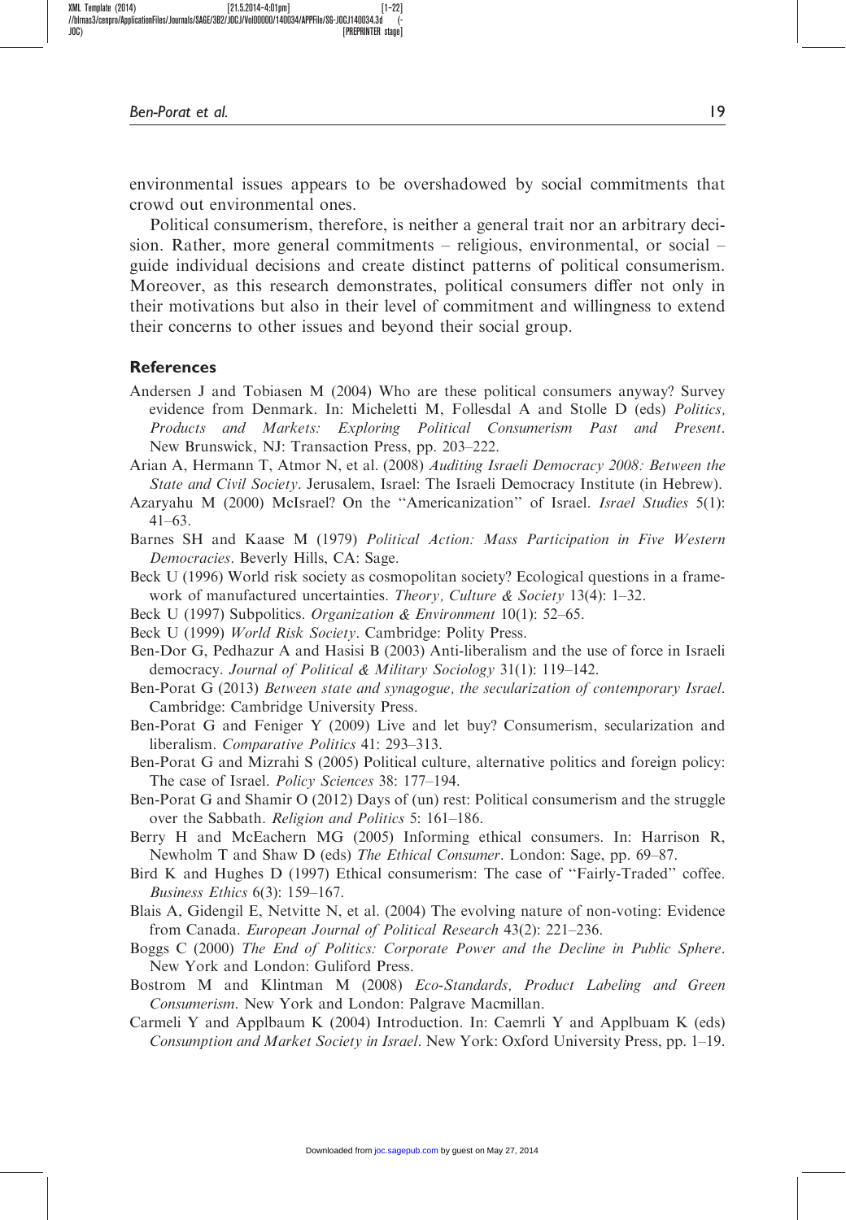environmental issues appears to be overshadowed by social commitments that crowd out environmental ones.

Political consumerism, therefore, is neither a general trait nor an arbitrary decision. Rather, more general commitments – religious, environmental, or social – guide individual decisions and create distinct patterns of political consumerism. Moreover, as this research demonstrates, political consumers differ not only in their motivations but also in their level of commitment and willingness to extend their concerns to other issues and beyond their social group.

## References

Andersen J and Tobiasen M (2004) Who are these political consumers anyway? Survey evidence from Denmark. In: Micheletti M, Follesdal A and Stolle D (eds) *Politics, Products and Markets: Exploring Political Consumerism Past and Present*. New Brunswick, NJ: Transaction Press, pp. 203–222.

Arian A, Hermann T, Atmor N, et al. (2008) *Auditing Israeli Democracy 2008: Between the State and Civil Society*. Jerusalem, Israel: The Israeli Democracy Institute (in Hebrew).

Azaryahu M (2000) McIsrael? On the ''Americanization'' of Israel. *Israel Studies* 5(1): 41–63.

Barnes SH and Kaase M (1979) *Political Action: Mass Participation in Five Western Democracies*. Beverly Hills, CA: Sage.

Beck U (1996) World risk society as cosmopolitan society? Ecological questions in a framework of manufactured uncertainties. *Theory, Culture & Society* 13(4): 1–32.

Beck U (1997) Subpolitics. *Organization & Environment* 10(1): 52–65.

Beck U (1999) *World Risk Society*. Cambridge: Polity Press.

Ben-Dor G, Pedhazur A and Hasisi B (2003) Anti-liberalism and the use of force in Israeli democracy. *Journal of Political & Military Sociology* 31(1): 119–142.

Ben-Porat G (2013) *Between state and synagogue, the secularization of contemporary Israel*. Cambridge: Cambridge University Press.

Ben-Porat G and Feniger Y (2009) Live and let buy? Consumerism, secularization and liberalism. *Comparative Politics* 41: 293–313.

Ben-Porat G and Mizrahi S (2005) Political culture, alternative politics and foreign policy: The case of Israel. *Policy Sciences* 38: 177–194.

Ben-Porat G and Shamir O (2012) Days of (un) rest: Political consumerism and the struggle over the Sabbath. *Religion and Politics* 5: 161–186.

Berry H and McEachern MG (2005) Informing ethical consumers. In: Harrison R, Newholm T and Shaw D (eds) *The Ethical Consumer*. London: Sage, pp. 69–87.

Bird K and Hughes D (1997) Ethical consumerism: The case of ''Fairly-Traded'' coffee. *Business Ethics* 6(3): 159–167.

Blais A, Gidengil E, Netvitte N, et al. (2004) The evolving nature of non-voting: Evidence from Canada. *European Journal of Political Research* 43(2): 221–236.

Boggs C (2000) *The End of Politics: Corporate Power and the Decline in Public Sphere*. New York and London: Guliford Press.

Bostrom M and Klintman M (2008) *Eco-Standards, Product Labeling and Green Consumerism*. New York and London: Palgrave Macmillan.

Carmeli Y and Applbaum K (2004) Introduction. In: Caemrli Y and Applbuam K (eds) *Consumption and Market Society in Israel*. New York: Oxford University Press, pp. 1–19.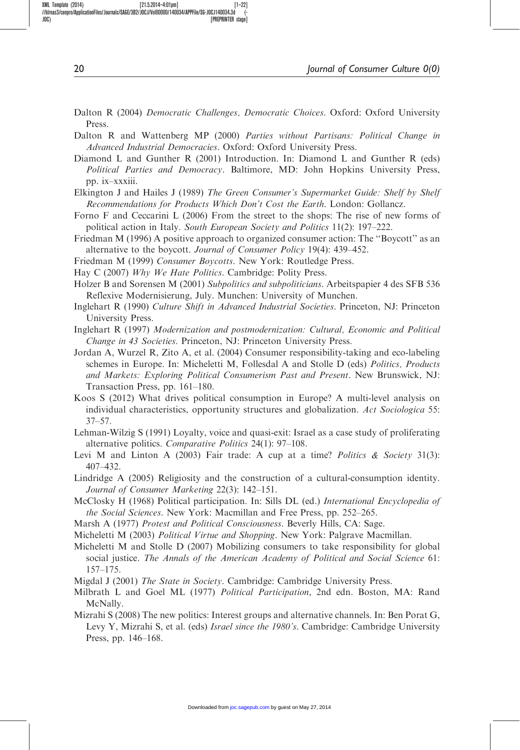Dalton R (2004) *Democratic Challenges, Democratic Choices*. Oxford: Oxford University Press.

Dalton R and Wattenberg MP (2000) *Parties without Partisans: Political Change in Advanced Industrial Democracies*. Oxford: Oxford University Press.

Diamond L and Gunther R (2001) Introduction. In: Diamond L and Gunther R (eds) *Political Parties and Democracy*. Baltimore, MD: John Hopkins University Press, pp. ix–xxxiii.

Elkington J and Hailes J (1989) *The Green Consumer's Supermarket Guide: Shelf by Shelf Recommendations for Products Which Don't Cost the Earth*. London: Gollancz.

Forno F and Ceccarini L (2006) From the street to the shops: The rise of new forms of political action in Italy. *South European Society and Politics* 11(2): 197–222.

Friedman M (1996) A positive approach to organized consumer action: The ''Boycott'' as an alternative to the boycott. *Journal of Consumer Policy* 19(4): 439–452.

Friedman M (1999) *Consumer Boycotts*. New York: Routledge Press.

Hay C (2007) *Why We Hate Politics*. Cambridge: Polity Press.

Holzer B and Sorensen M (2001) *Subpolitics and subpoliticians*. Arbeitspapier 4 des SFB 536 Reflexive Modernisierung, July. Munchen: University of Munchen.

Inglehart R (1990) *Culture Shift in Advanced Industrial Societies*. Princeton, NJ: Princeton University Press.

Inglehart R (1997) *Modernization and postmodernization: Cultural, Economic and Political Change in 43 Societies*. Princeton, NJ: Princeton University Press.

Jordan A, Wurzel R, Zito A, et al. (2004) Consumer responsibility-taking and eco-labeling schemes in Europe. In: Micheletti M, Follesdal A and Stolle D (eds) *Politics, Products and Markets: Exploring Political Consumerism Past and Present*. New Brunswick, NJ: Transaction Press, pp. 161–180.

Koos S (2012) What drives political consumption in Europe? A multi-level analysis on individual characteristics, opportunity structures and globalization. *Act Sociologica* 55: 37–57.

Lehman-Wilzig S (1991) Loyalty, voice and quasi-exit: Israel as a case study of proliferating alternative politics. *Comparative Politics* 24(1): 97–108.

Levi M and Linton A (2003) Fair trade: A cup at a time? *Politics & Society* 31(3): 407–432.

Lindridge A (2005) Religiosity and the construction of a cultural-consumption identity. *Journal of Consumer Marketing* 22(3): 142–151.

McClosky H (1968) Political participation. In: Sills DL (ed.) *International Encyclopedia of the Social Sciences*. New York: Macmillan and Free Press, pp. 252–265.

Marsh A (1977) *Protest and Political Consciousness*. Beverly Hills, CA: Sage.

Micheletti M (2003) *Political Virtue and Shopping*. New York: Palgrave Macmillan.

Micheletti M and Stolle D (2007) Mobilizing consumers to take responsibility for global social justice. *The Annals of the American Academy of Political and Social Science* 61: 157–175.

Migdal J (2001) *The State in Society*. Cambridge: Cambridge University Press.

Milbrath L and Goel ML (1977) *Political Participation*, 2nd edn. Boston, MA: Rand McNally.

Mizrahi S (2008) The new politics: Interest groups and alternative channels. In: Ben Porat G, Levy Y, Mizrahi S, et al. (eds) *Israel since the 1980's*. Cambridge: Cambridge University Press, pp. 146–168.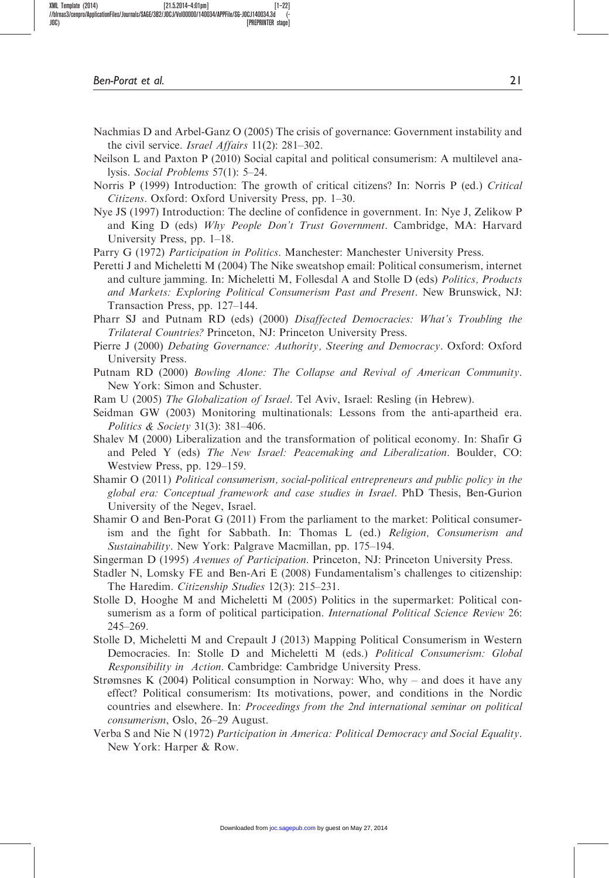Nachmias D and Arbel-Ganz O (2005) The crisis of governance: Government instability and the civil service. *Israel Affairs* 11(2): 281–302.

Neilson L and Paxton P (2010) Social capital and political consumerism: A multilevel analysis. *Social Problems* 57(1): 5–24.

Norris P (1999) Introduction: The growth of critical citizens? In: Norris P (ed.) *Critical Citizens*. Oxford: Oxford University Press, pp. 1–30.

Nye JS (1997) Introduction: The decline of confidence in government. In: Nye J, Zelikow P and King D (eds) *Why People Don't Trust Government*. Cambridge, MA: Harvard University Press, pp. 1–18.

Parry G (1972) *Participation in Politics*. Manchester: Manchester University Press.

Peretti J and Micheletti M (2004) The Nike sweatshop email: Political consumerism, internet and culture jamming. In: Micheletti M, Follesdal A and Stolle D (eds) *Politics, Products and Markets: Exploring Political Consumerism Past and Present*. New Brunswick, NJ: Transaction Press, pp. 127–144.

Pharr SJ and Putnam RD (eds) (2000) *Disaffected Democracies: What's Troubling the Trilateral Countries?* Princeton, NJ: Princeton University Press.

Pierre J (2000) *Debating Governance: Authority, Steering and Democracy*. Oxford: Oxford University Press.

Putnam RD (2000) *Bowling Alone: The Collapse and Revival of American Community*. New York: Simon and Schuster.

Ram U (2005) *The Globalization of Israel*. Tel Aviv, Israel: Resling (in Hebrew).

Seidman GW (2003) Monitoring multinationals: Lessons from the anti-apartheid era. *Politics & Society* 31(3): 381–406.

Shalev M (2000) Liberalization and the transformation of political economy. In: Shafir G and Peled Y (eds) *The New Israel: Peacemaking and Liberalization*. Boulder, CO: Westview Press, pp. 129–159.

Shamir O (2011) *Political consumerism, social-political entrepreneurs and public policy in the global era: Conceptual framework and case studies in Israel*. PhD Thesis, Ben-Gurion University of the Negev, Israel.

Shamir O and Ben-Porat G (2011) From the parliament to the market: Political consumerism and the fight for Sabbath. In: Thomas L (ed.) *Religion, Consumerism and Sustainability*. New York: Palgrave Macmillan, pp. 175–194.

Singerman D (1995) *Avenues of Participation*. Princeton, NJ: Princeton University Press.

Stadler N, Lomsky FE and Ben-Ari E (2008) Fundamentalism's challenges to citizenship: The Haredim. *Citizenship Studies* 12(3): 215–231.

Stolle D, Hooghe M and Micheletti M (2005) Politics in the supermarket: Political consumerism as a form of political participation. *International Political Science Review* 26: 245–269.

Stolle D, Micheletti M and Crepault J (2013) Mapping Political Consumerism in Western Democracies. In: Stolle D and Micheletti M (eds.) *Political Consumerism: Global Responsibility in Action*. Cambridge: Cambridge University Press.

Strømsnes K (2004) Political consumption in Norway: Who, why – and does it have any effect? Political consumerism: Its motivations, power, and conditions in the Nordic countries and elsewhere. In: *Proceedings from the 2nd international seminar on political consumerism*, Oslo, 26–29 August.

Verba S and Nie N (1972) *Participation in America: Political Democracy and Social Equality*. New York: Harper & Row.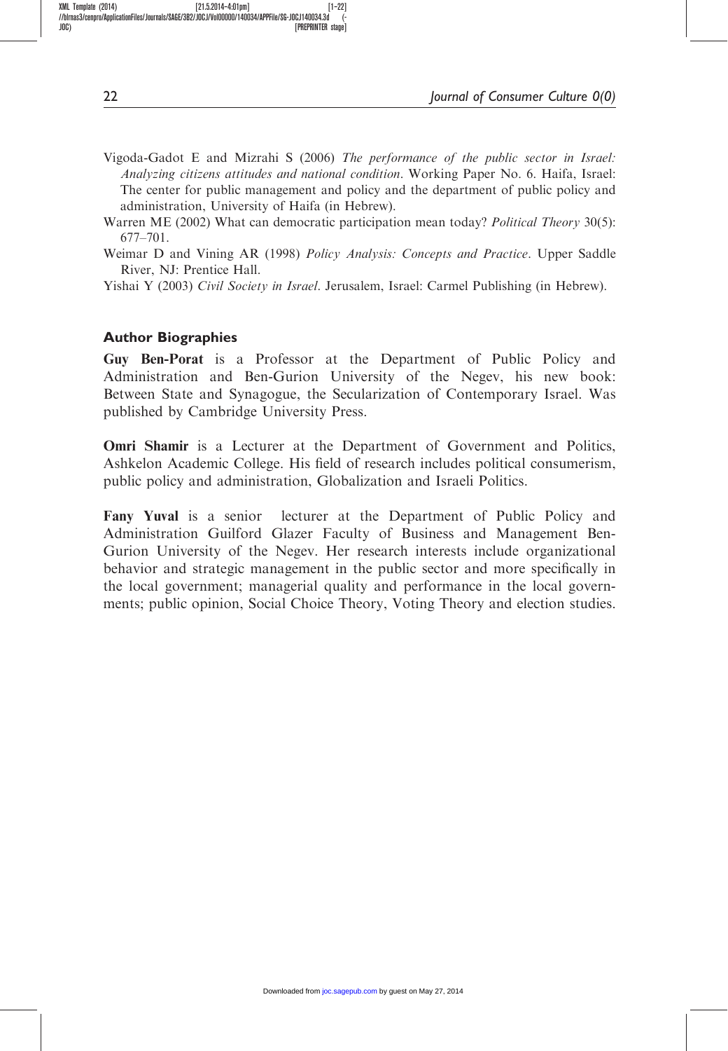Vigoda-Gadot E and Mizrahi S (2006) *The performance of the public sector in Israel: Analyzing citizens attitudes and national condition*. Working Paper No. 6. Haifa, Israel: The center for public management and policy and the department of public policy and administration, University of Haifa (in Hebrew).

Warren ME (2002) What can democratic participation mean today? *Political Theory* 30(5): 677–701.

Weimar D and Vining AR (1998) *Policy Analysis: Concepts and Practice*. Upper Saddle River, NJ: Prentice Hall.

Yishai Y (2003) *Civil Society in Israel*. Jerusalem, Israel: Carmel Publishing (in Hebrew).

## Author Biographies

**Guy Ben-Porat** is a Professor at the Department of Public Policy and Administration and Ben-Gurion University of the Negev, his new book: Between State and Synagogue, the Secularization of Contemporary Israel. Was published by Cambridge University Press.

**Omri Shamir** is a Lecturer at the Department of Government and Politics, Ashkelon Academic College. His field of research includes political consumerism, public policy and administration, Globalization and Israeli Politics.

**Fany Yuval** is a senior lecturer at the Department of Public Policy and Administration Guilford Glazer Faculty of Business and Management Ben-Gurion University of the Negev. Her research interests include organizational behavior and strategic management in the public sector and more specifically in the local government; managerial quality and performance in the local governments; public opinion, Social Choice Theory, Voting Theory and election studies.